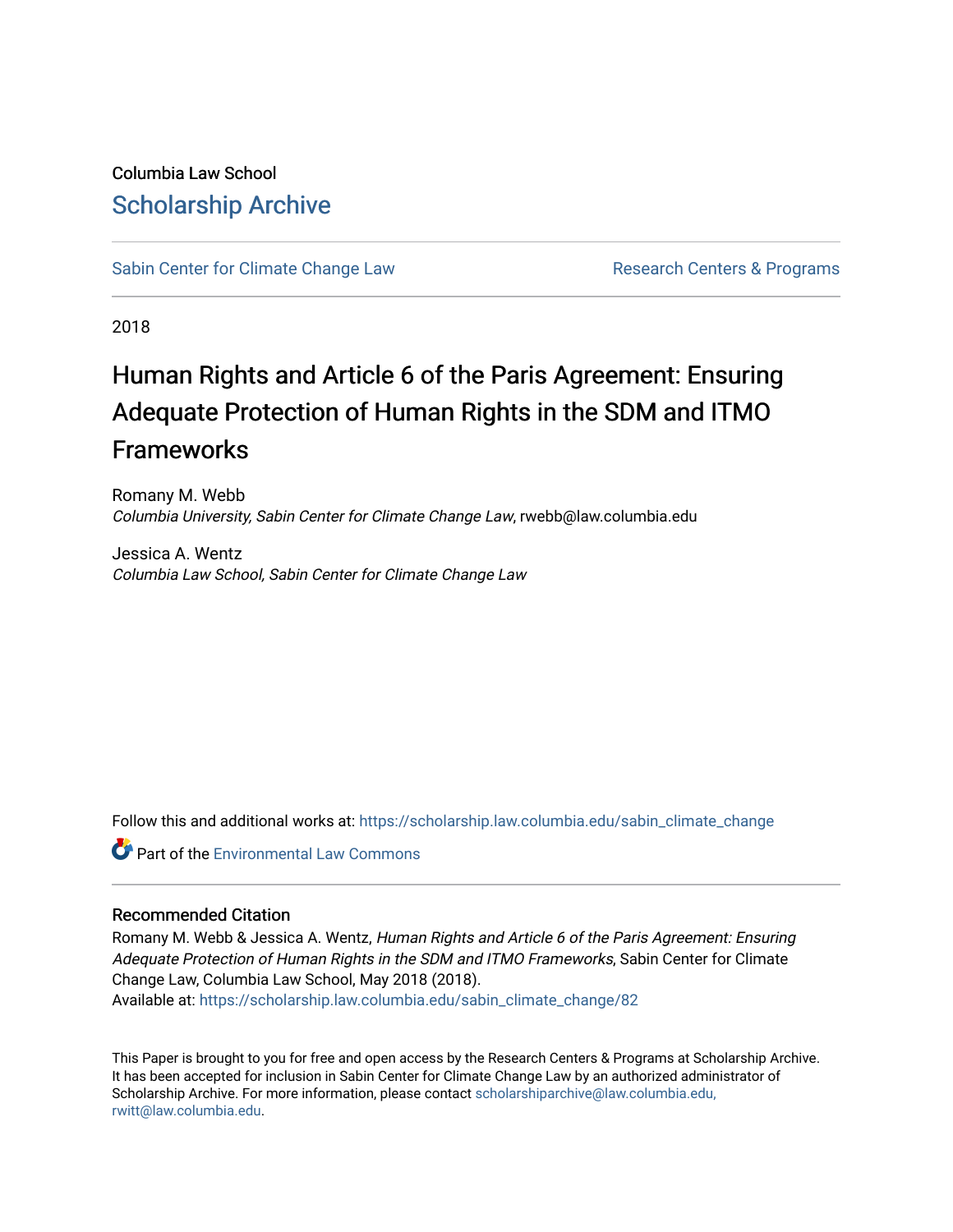Columbia Law School

# Scholarship Archive

Sabin Center for Climate Change Law | Research Centers & Programs

2018

# Human Rights and Article 6 of the Paris Agreement: Ensuring Adequate Protection of Human Rights in the SDM and ITMO Frameworks

Romany M. Webb
*Columbia University, Sabin Center for Climate Change Law*, rwebb@law.columbia.edu

Jessica A. Wentz
*Columbia Law School, Sabin Center for Climate Change Law*

Follow this and additional works at: https://scholarship.law.columbia.edu/sabin_climate_change

Part of the Environmental Law Commons

## Recommended Citation

Romany M. Webb & Jessica A. Wentz, *Human Rights and Article 6 of the Paris Agreement: Ensuring Adequate Protection of Human Rights in the SDM and ITMO Frameworks*, Sabin Center for Climate Change Law, Columbia Law School, May 2018 (2018).
Available at: https://scholarship.law.columbia.edu/sabin_climate_change/82

This Paper is brought to you for free and open access by the Research Centers & Programs at Scholarship Archive. It has been accepted for inclusion in Sabin Center for Climate Change Law by an authorized administrator of Scholarship Archive. For more information, please contact scholarshiparchive@law.columbia.edu, rwitt@law.columbia.edu.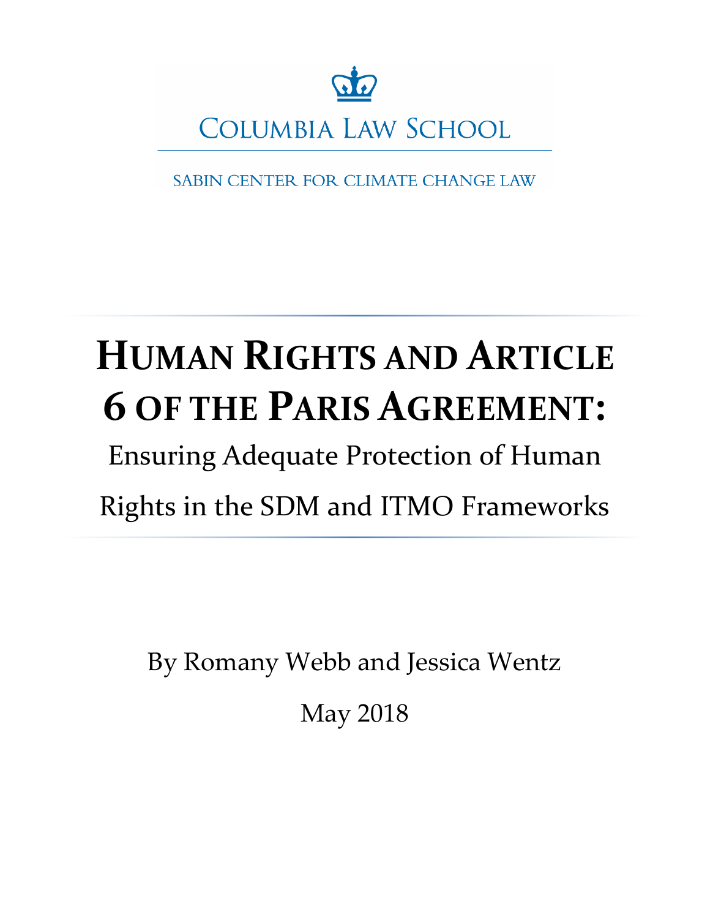COLUMBIA LAW SCHOOL

SABIN CENTER FOR CLIMATE CHANGE LAW

# HUMAN RIGHTS AND ARTICLE 6 OF THE PARIS AGREEMENT:

## Ensuring Adequate Protection of Human Rights in the SDM and ITMO Frameworks

By Romany Webb and Jessica Wentz

May 2018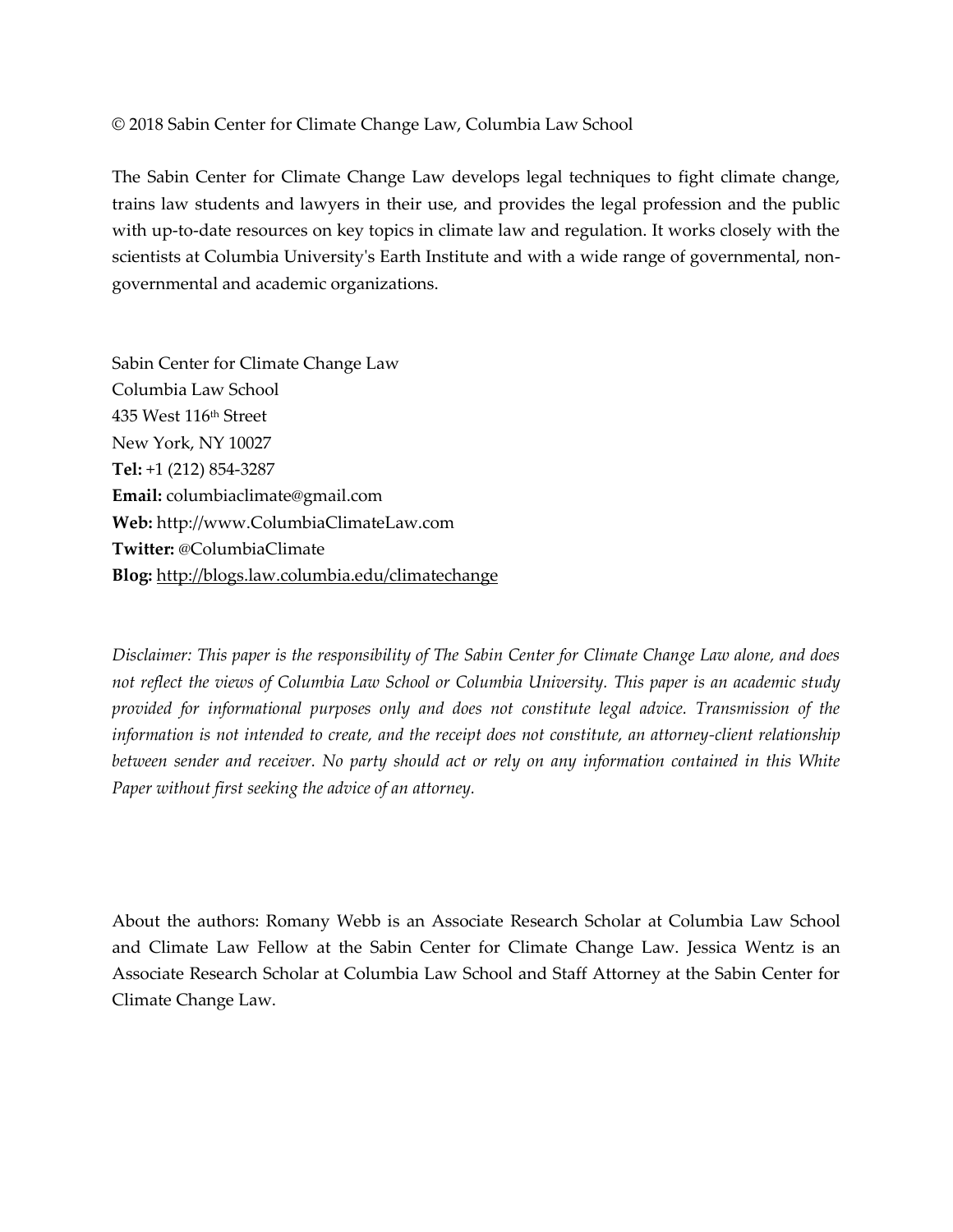© 2018 Sabin Center for Climate Change Law, Columbia Law School

The Sabin Center for Climate Change Law develops legal techniques to fight climate change, trains law students and lawyers in their use, and provides the legal profession and the public with up-to-date resources on key topics in climate law and regulation. It works closely with the scientists at Columbia University's Earth Institute and with a wide range of governmental, non-governmental and academic organizations.

Sabin Center for Climate Change Law  
Columbia Law School  
435 West 116th Street  
New York, NY 10027  
**Tel:** +1 (212) 854-3287  
**Email:** columbiaclimate@gmail.com  
**Web:** http://www.ColumbiaClimateLaw.com  
**Twitter:** @ColumbiaClimate  
**Blog:** http://blogs.law.columbia.edu/climatechange

*Disclaimer: This paper is the responsibility of The Sabin Center for Climate Change Law alone, and does not reflect the views of Columbia Law School or Columbia University. This paper is an academic study provided for informational purposes only and does not constitute legal advice. Transmission of the information is not intended to create, and the receipt does not constitute, an attorney-client relationship between sender and receiver. No party should act or rely on any information contained in this White Paper without first seeking the advice of an attorney.*

About the authors: Romany Webb is an Associate Research Scholar at Columbia Law School and Climate Law Fellow at the Sabin Center for Climate Change Law. Jessica Wentz is an Associate Research Scholar at Columbia Law School and Staff Attorney at the Sabin Center for Climate Change Law.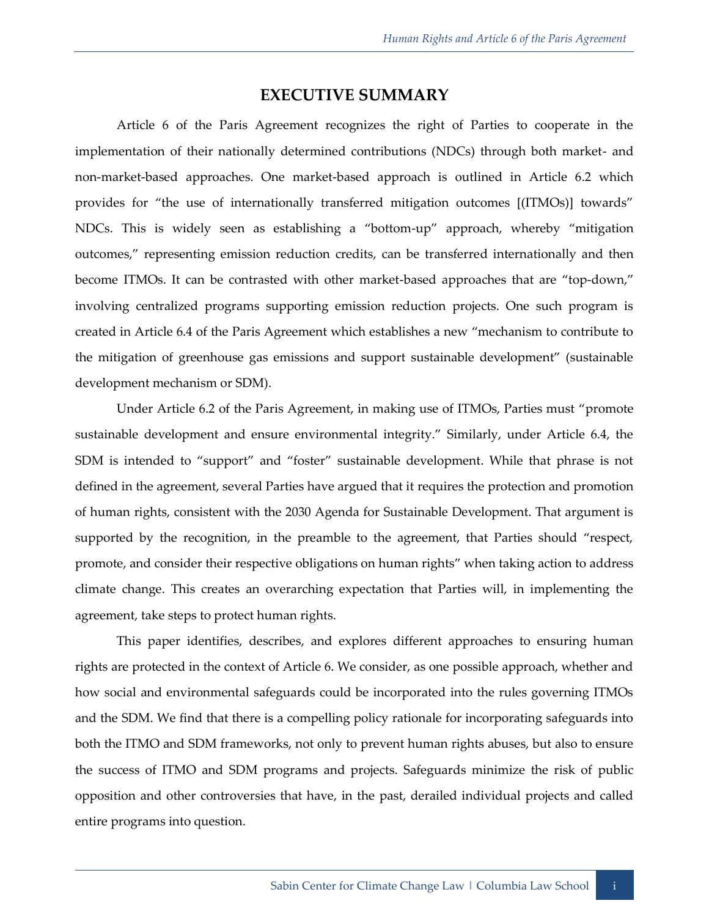# EXECUTIVE SUMMARY

Article 6 of the Paris Agreement recognizes the right of Parties to cooperate in the implementation of their nationally determined contributions (NDCs) through both market- and non-market-based approaches. One market-based approach is outlined in Article 6.2 which provides for "the use of internationally transferred mitigation outcomes [(ITMOs)] towards" NDCs. This is widely seen as establishing a "bottom-up" approach, whereby "mitigation outcomes," representing emission reduction credits, can be transferred internationally and then become ITMOs. It can be contrasted with other market-based approaches that are "top-down," involving centralized programs supporting emission reduction projects. One such program is created in Article 6.4 of the Paris Agreement which establishes a new "mechanism to contribute to the mitigation of greenhouse gas emissions and support sustainable development" (sustainable development mechanism or SDM).

Under Article 6.2 of the Paris Agreement, in making use of ITMOs, Parties must "promote sustainable development and ensure environmental integrity." Similarly, under Article 6.4, the SDM is intended to "support" and "foster" sustainable development. While that phrase is not defined in the agreement, several Parties have argued that it requires the protection and promotion of human rights, consistent with the 2030 Agenda for Sustainable Development. That argument is supported by the recognition, in the preamble to the agreement, that Parties should "respect, promote, and consider their respective obligations on human rights" when taking action to address climate change. This creates an overarching expectation that Parties will, in implementing the agreement, take steps to protect human rights.

This paper identifies, describes, and explores different approaches to ensuring human rights are protected in the context of Article 6. We consider, as one possible approach, whether and how social and environmental safeguards could be incorporated into the rules governing ITMOs and the SDM. We find that there is a compelling policy rationale for incorporating safeguards into both the ITMO and SDM frameworks, not only to prevent human rights abuses, but also to ensure the success of ITMO and SDM programs and projects. Safeguards minimize the risk of public opposition and other controversies that have, in the past, derailed individual projects and called entire programs into question.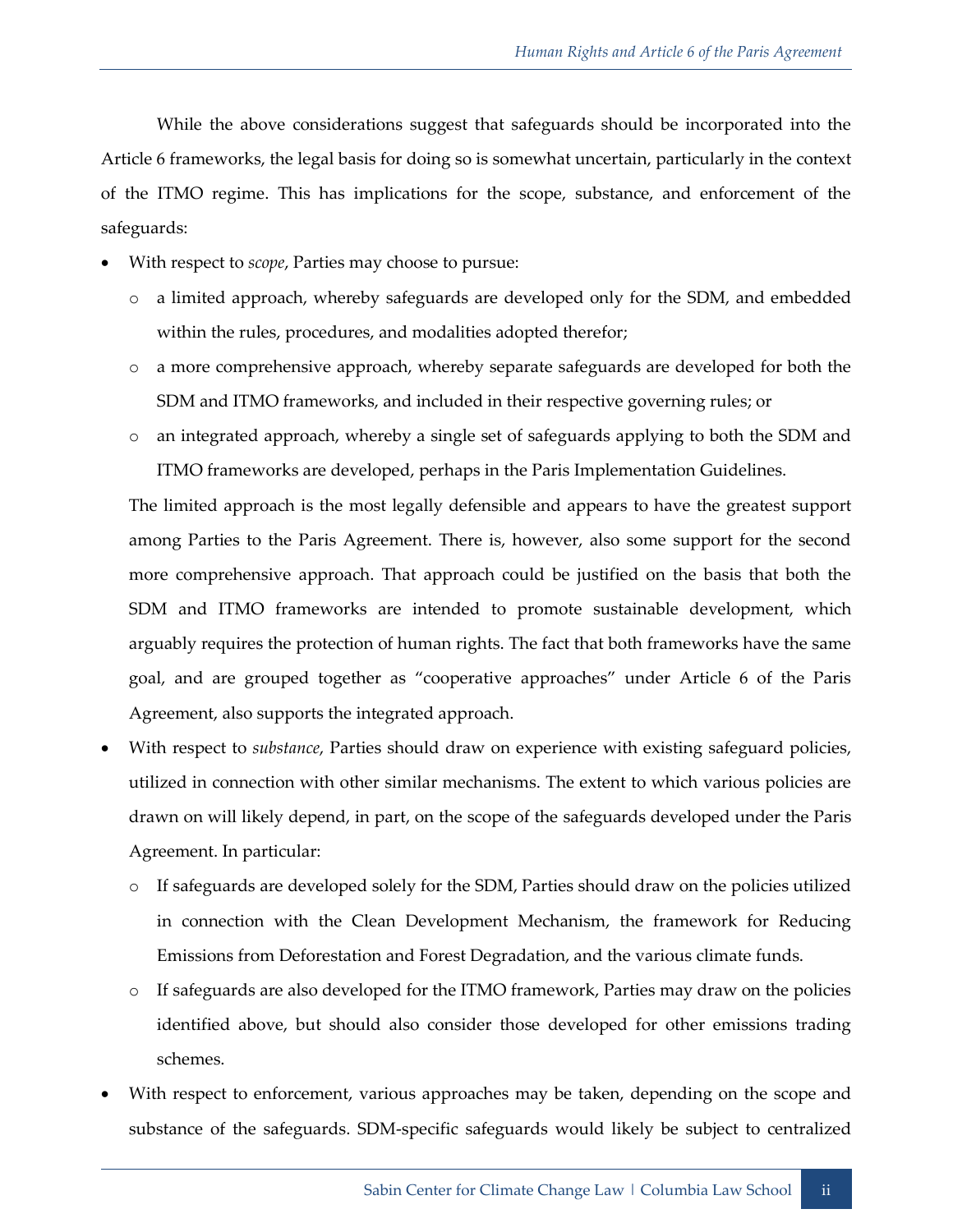While the above considerations suggest that safeguards should be incorporated into the Article 6 frameworks, the legal basis for doing so is somewhat uncertain, particularly in the context of the ITMO regime. This has implications for the scope, substance, and enforcement of the safeguards:

- With respect to *scope*, Parties may choose to pursue:
  - a limited approach, whereby safeguards are developed only for the SDM, and embedded within the rules, procedures, and modalities adopted therefor;
  - a more comprehensive approach, whereby separate safeguards are developed for both the SDM and ITMO frameworks, and included in their respective governing rules; or
  - an integrated approach, whereby a single set of safeguards applying to both the SDM and ITMO frameworks are developed, perhaps in the Paris Implementation Guidelines.

  The limited approach is the most legally defensible and appears to have the greatest support among Parties to the Paris Agreement. There is, however, also some support for the second more comprehensive approach. That approach could be justified on the basis that both the SDM and ITMO frameworks are intended to promote sustainable development, which arguably requires the protection of human rights. The fact that both frameworks have the same goal, and are grouped together as "cooperative approaches" under Article 6 of the Paris Agreement, also supports the integrated approach.

- With respect to *substance*, Parties should draw on experience with existing safeguard policies, utilized in connection with other similar mechanisms. The extent to which various policies are drawn on will likely depend, in part, on the scope of the safeguards developed under the Paris Agreement. In particular:
  - If safeguards are developed solely for the SDM, Parties should draw on the policies utilized in connection with the Clean Development Mechanism, the framework for Reducing Emissions from Deforestation and Forest Degradation, and the various climate funds.
  - If safeguards are also developed for the ITMO framework, Parties may draw on the policies identified above, but should also consider those developed for other emissions trading schemes.

- With respect to enforcement, various approaches may be taken, depending on the scope and substance of the safeguards. SDM-specific safeguards would likely be subject to centralized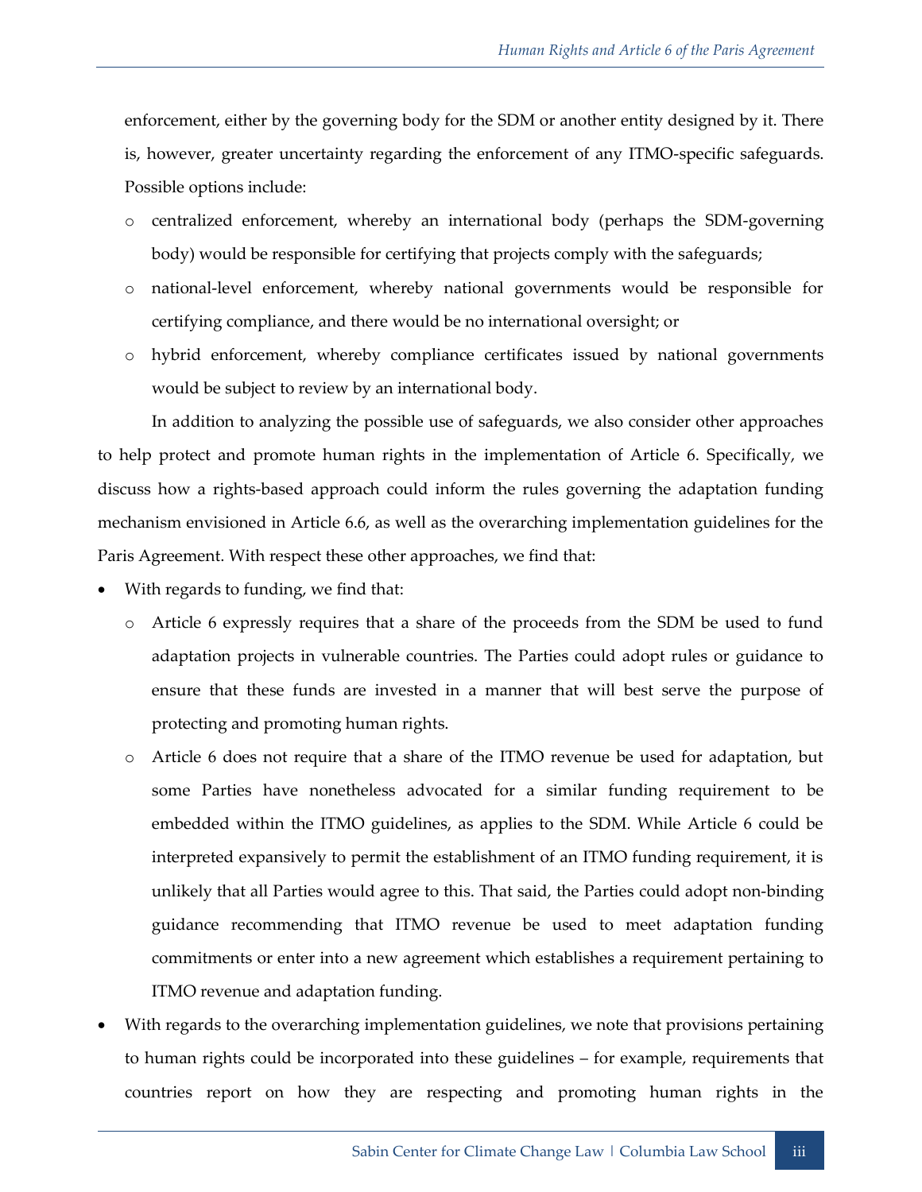enforcement, either by the governing body for the SDM or another entity designed by it. There is, however, greater uncertainty regarding the enforcement of any ITMO-specific safeguards. Possible options include:

  - centralized enforcement, whereby an international body (perhaps the SDM-governing body) would be responsible for certifying that projects comply with the safeguards;
  - national-level enforcement, whereby national governments would be responsible for certifying compliance, and there would be no international oversight; or
  - hybrid enforcement, whereby compliance certificates issued by national governments would be subject to review by an international body.

In addition to analyzing the possible use of safeguards, we also consider other approaches to help protect and promote human rights in the implementation of Article 6. Specifically, we discuss how a rights-based approach could inform the rules governing the adaptation funding mechanism envisioned in Article 6.6, as well as the overarching implementation guidelines for the Paris Agreement. With respect these other approaches, we find that:

- With regards to funding, we find that:
  - Article 6 expressly requires that a share of the proceeds from the SDM be used to fund adaptation projects in vulnerable countries. The Parties could adopt rules or guidance to ensure that these funds are invested in a manner that will best serve the purpose of protecting and promoting human rights.
  - Article 6 does not require that a share of the ITMO revenue be used for adaptation, but some Parties have nonetheless advocated for a similar funding requirement to be embedded within the ITMO guidelines, as applies to the SDM. While Article 6 could be interpreted expansively to permit the establishment of an ITMO funding requirement, it is unlikely that all Parties would agree to this. That said, the Parties could adopt non-binding guidance recommending that ITMO revenue be used to meet adaptation funding commitments or enter into a new agreement which establishes a requirement pertaining to ITMO revenue and adaptation funding.
- With regards to the overarching implementation guidelines, we note that provisions pertaining to human rights could be incorporated into these guidelines – for example, requirements that countries report on how they are respecting and promoting human rights in the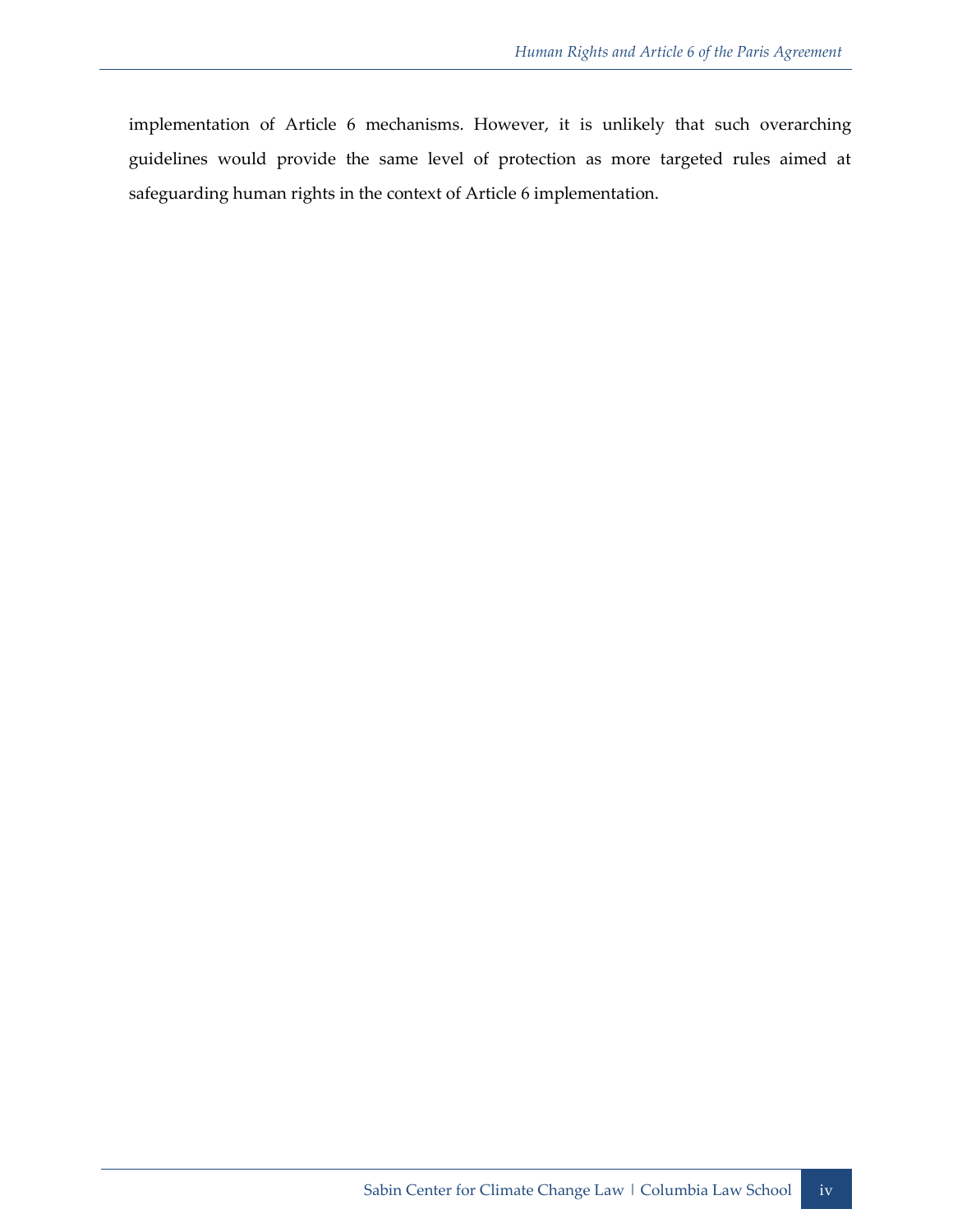implementation of Article 6 mechanisms. However, it is unlikely that such overarching guidelines would provide the same level of protection as more targeted rules aimed at safeguarding human rights in the context of Article 6 implementation.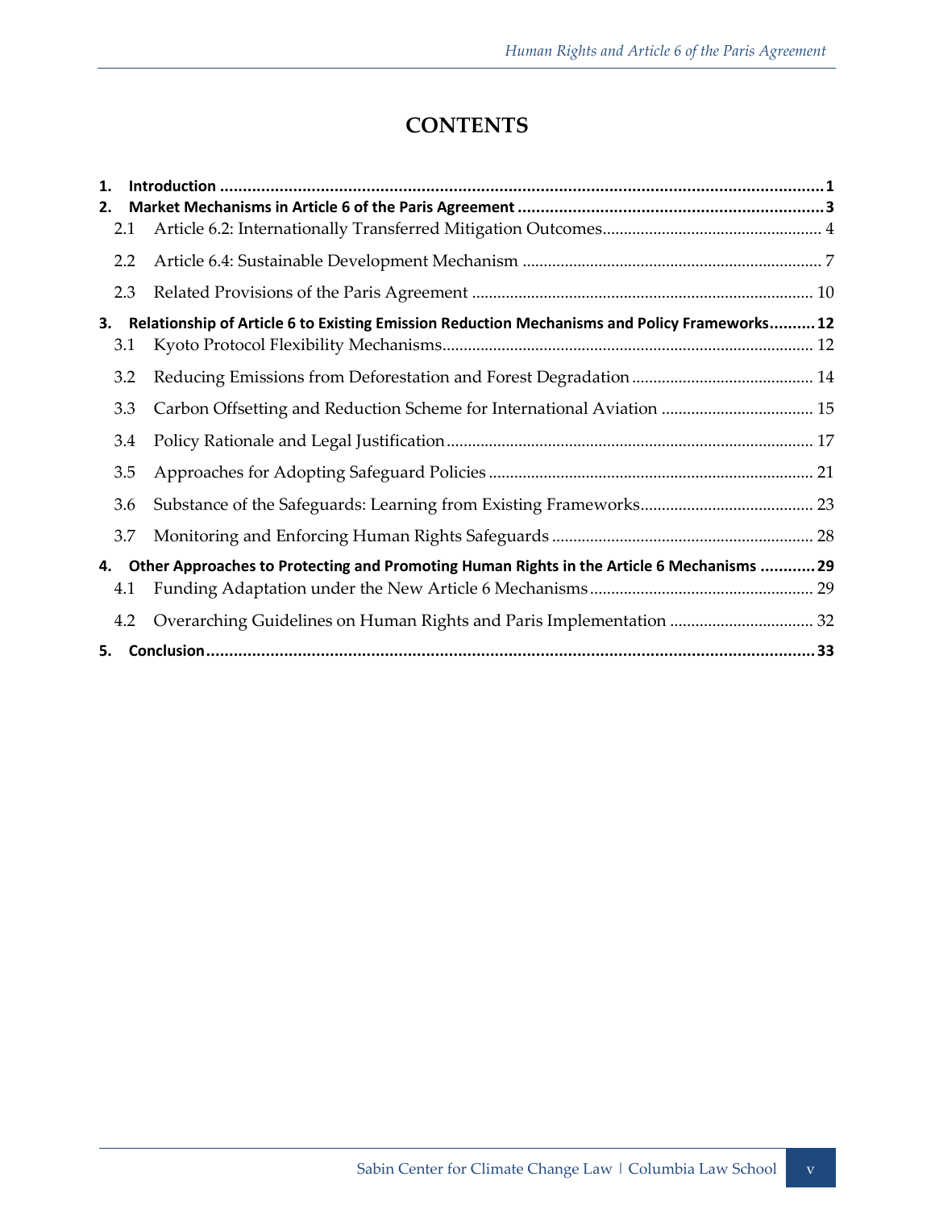# CONTENTS

**1. Introduction .......... 1**

**2. Market Mechanisms in Article 6 of the Paris Agreement .......... 3**

- 2.1 Article 6.2: Internationally Transferred Mitigation Outcomes .......... 4
- 2.2 Article 6.4: Sustainable Development Mechanism .......... 7
- 2.3 Related Provisions of the Paris Agreement .......... 10

**3. Relationship of Article 6 to Existing Emission Reduction Mechanisms and Policy Frameworks .......... 12**

- 3.1 Kyoto Protocol Flexibility Mechanisms .......... 12
- 3.2 Reducing Emissions from Deforestation and Forest Degradation .......... 14
- 3.3 Carbon Offsetting and Reduction Scheme for International Aviation .......... 15
- 3.4 Policy Rationale and Legal Justification .......... 17
- 3.5 Approaches for Adopting Safeguard Policies .......... 21
- 3.6 Substance of the Safeguards: Learning from Existing Frameworks .......... 23
- 3.7 Monitoring and Enforcing Human Rights Safeguards .......... 28

**4. Other Approaches to Protecting and Promoting Human Rights in the Article 6 Mechanisms .......... 29**

- 4.1 Funding Adaptation under the New Article 6 Mechanisms .......... 29
- 4.2 Overarching Guidelines on Human Rights and Paris Implementation .......... 32

**5. Conclusion .......... 33**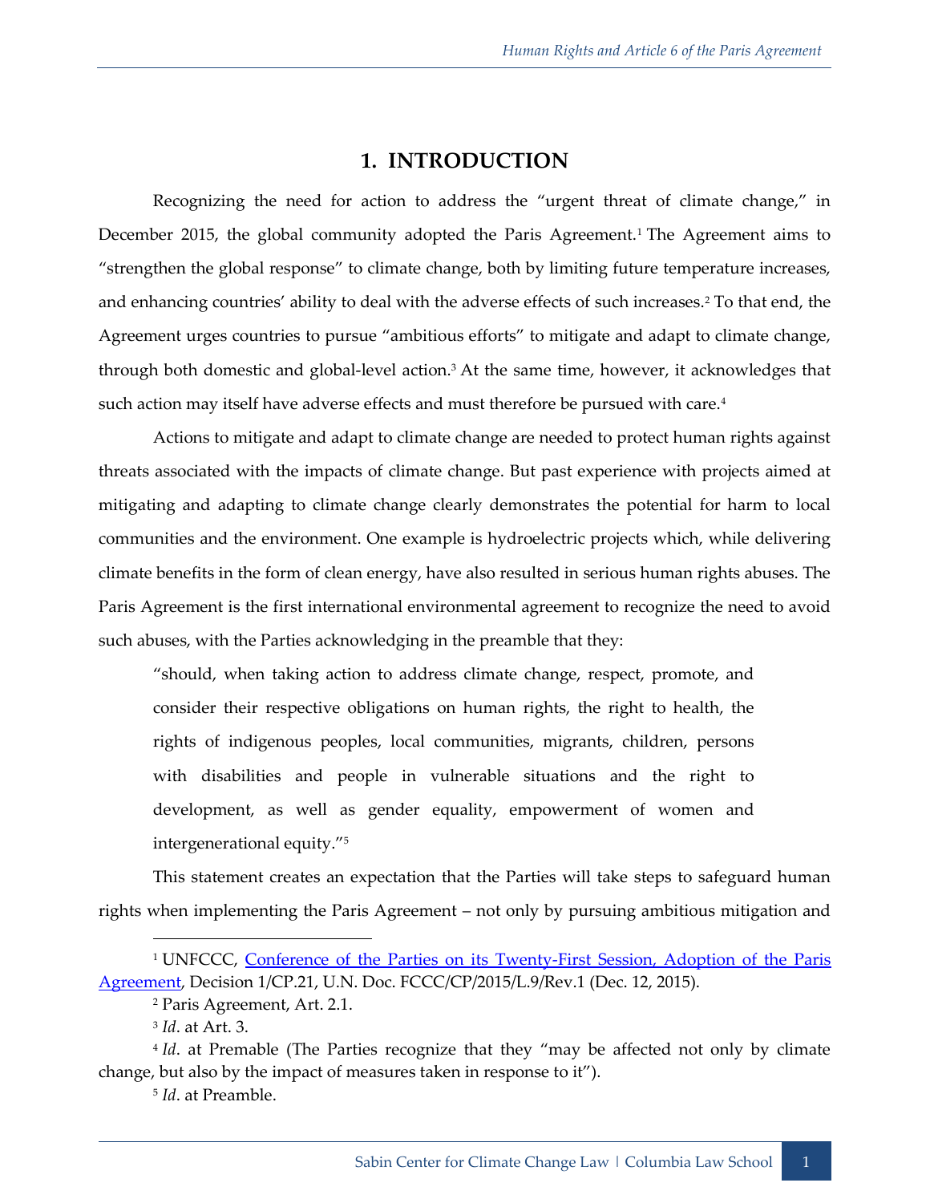# 1. INTRODUCTION

Recognizing the need for action to address the "urgent threat of climate change," in December 2015, the global community adopted the Paris Agreement.[1] The Agreement aims to "strengthen the global response" to climate change, both by limiting future temperature increases, and enhancing countries' ability to deal with the adverse effects of such increases.[2] To that end, the Agreement urges countries to pursue "ambitious efforts" to mitigate and adapt to climate change, through both domestic and global-level action.[3] At the same time, however, it acknowledges that such action may itself have adverse effects and must therefore be pursued with care.[4]

Actions to mitigate and adapt to climate change are needed to protect human rights against threats associated with the impacts of climate change. But past experience with projects aimed at mitigating and adapting to climate change clearly demonstrates the potential for harm to local communities and the environment. One example is hydroelectric projects which, while delivering climate benefits in the form of clean energy, have also resulted in serious human rights abuses. The Paris Agreement is the first international environmental agreement to recognize the need to avoid such abuses, with the Parties acknowledging in the preamble that they:

> "should, when taking action to address climate change, respect, promote, and consider their respective obligations on human rights, the right to health, the rights of indigenous peoples, local communities, migrants, children, persons with disabilities and people in vulnerable situations and the right to development, as well as gender equality, empowerment of women and intergenerational equity."[5]

This statement creates an expectation that the Parties will take steps to safeguard human rights when implementing the Paris Agreement – not only by pursuing ambitious mitigation and

---

[1] UNFCCC, Conference of the Parties on its Twenty-First Session, Adoption of the Paris Agreement, Decision 1/CP.21, U.N. Doc. FCCC/CP/2015/L.9/Rev.1 (Dec. 12, 2015).

[2] Paris Agreement, Art. 2.1.

[3] *Id*. at Art. 3.

[4] *Id*. at Premable (The Parties recognize that they "may be affected not only by climate change, but also by the impact of measures taken in response to it").

[5] *Id*. at Preamble.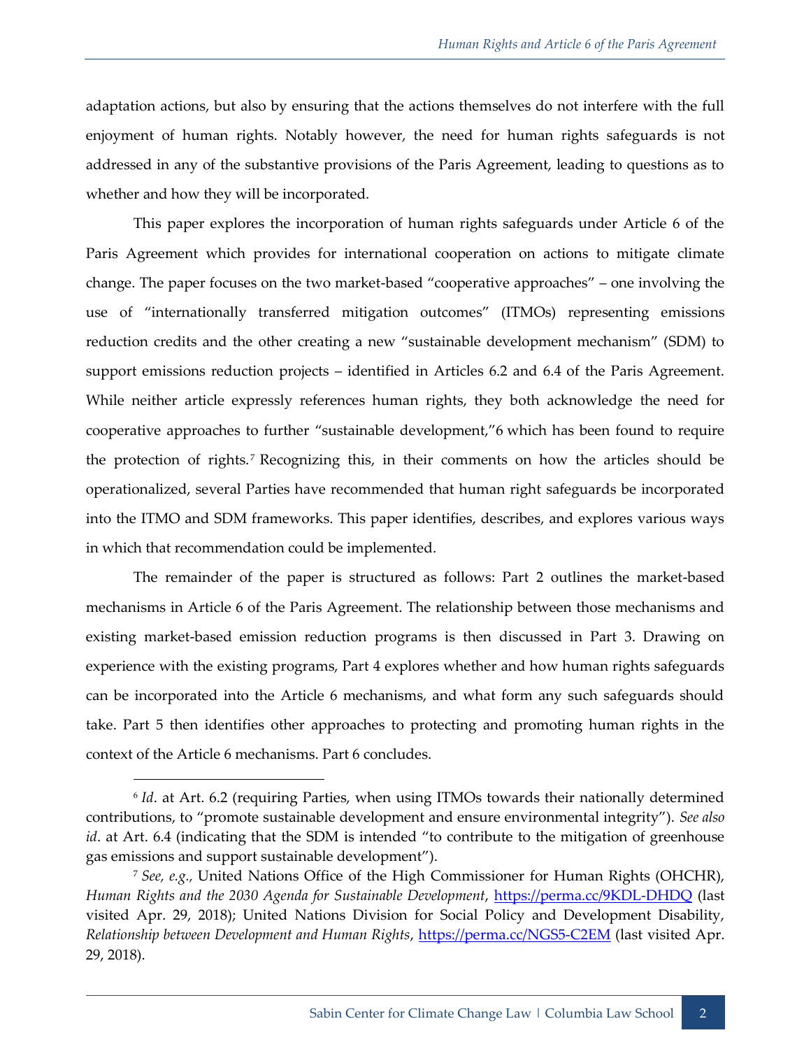adaptation actions, but also by ensuring that the actions themselves do not interfere with the full enjoyment of human rights. Notably however, the need for human rights safeguards is not addressed in any of the substantive provisions of the Paris Agreement, leading to questions as to whether and how they will be incorporated.

This paper explores the incorporation of human rights safeguards under Article 6 of the Paris Agreement which provides for international cooperation on actions to mitigate climate change. The paper focuses on the two market-based "cooperative approaches" – one involving the use of "internationally transferred mitigation outcomes" (ITMOs) representing emissions reduction credits and the other creating a new "sustainable development mechanism" (SDM) to support emissions reduction projects – identified in Articles 6.2 and 6.4 of the Paris Agreement. While neither article expressly references human rights, they both acknowledge the need for cooperative approaches to further "sustainable development,"[6] which has been found to require the protection of rights.[7] Recognizing this, in their comments on how the articles should be operationalized, several Parties have recommended that human right safeguards be incorporated into the ITMO and SDM frameworks. This paper identifies, describes, and explores various ways in which that recommendation could be implemented.

The remainder of the paper is structured as follows: Part 2 outlines the market-based mechanisms in Article 6 of the Paris Agreement. The relationship between those mechanisms and existing market-based emission reduction programs is then discussed in Part 3. Drawing on experience with the existing programs, Part 4 explores whether and how human rights safeguards can be incorporated into the Article 6 mechanisms, and what form any such safeguards should take. Part 5 then identifies other approaches to protecting and promoting human rights in the context of the Article 6 mechanisms. Part 6 concludes.

---

[6] *Id*. at Art. 6.2 (requiring Parties, when using ITMOs towards their nationally determined contributions, to "promote sustainable development and ensure environmental integrity"). *See also id*. at Art. 6.4 (indicating that the SDM is intended "to contribute to the mitigation of greenhouse gas emissions and support sustainable development").

[7] *See, e.g.*, United Nations Office of the High Commissioner for Human Rights (OHCHR), *Human Rights and the 2030 Agenda for Sustainable Development*, https://perma.cc/9KDL-DHDQ (last visited Apr. 29, 2018); United Nations Division for Social Policy and Development Disability, *Relationship between Development and Human Rights*, https://perma.cc/NGS5-C2EM (last visited Apr. 29, 2018).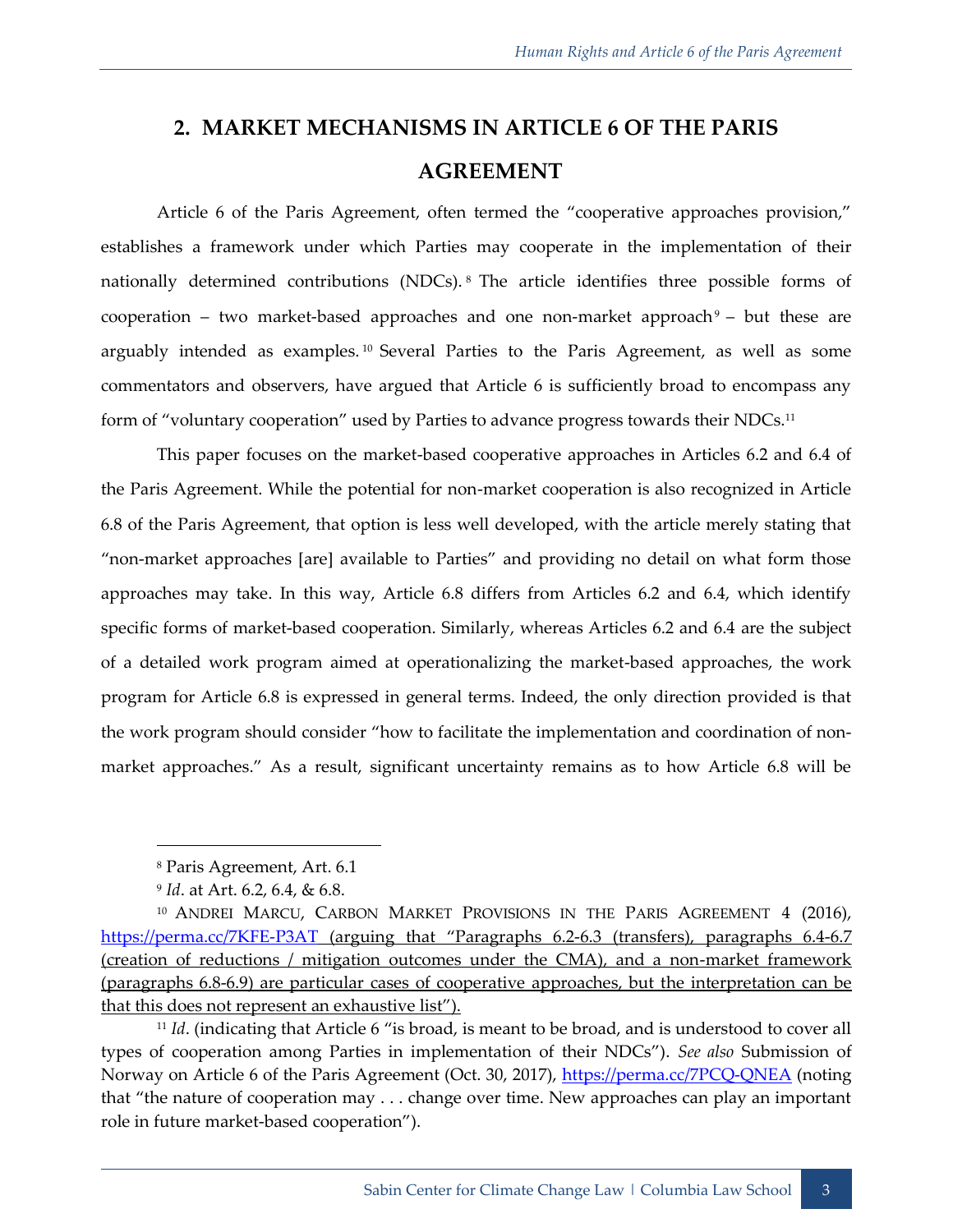## 2. MARKET MECHANISMS IN ARTICLE 6 OF THE PARIS AGREEMENT

Article 6 of the Paris Agreement, often termed the "cooperative approaches provision," establishes a framework under which Parties may cooperate in the implementation of their nationally determined contributions (NDCs).[8] The article identifies three possible forms of cooperation – two market-based approaches and one non-market approach[9] – but these are arguably intended as examples.[10] Several Parties to the Paris Agreement, as well as some commentators and observers, have argued that Article 6 is sufficiently broad to encompass any form of "voluntary cooperation" used by Parties to advance progress towards their NDCs.[11]

This paper focuses on the market-based cooperative approaches in Articles 6.2 and 6.4 of the Paris Agreement. While the potential for non-market cooperation is also recognized in Article 6.8 of the Paris Agreement, that option is less well developed, with the article merely stating that "non-market approaches [are] available to Parties" and providing no detail on what form those approaches may take. In this way, Article 6.8 differs from Articles 6.2 and 6.4, which identify specific forms of market-based cooperation. Similarly, whereas Articles 6.2 and 6.4 are the subject of a detailed work program aimed at operationalizing the market-based approaches, the work program for Article 6.8 is expressed in general terms. Indeed, the only direction provided is that the work program should consider "how to facilitate the implementation and coordination of non-market approaches." As a result, significant uncertainty remains as to how Article 6.8 will be

---

[8] Paris Agreement, Art. 6.1

[9] *Id*. at Art. 6.2, 6.4, & 6.8.

[10] ANDREI MARCU, CARBON MARKET PROVISIONS IN THE PARIS AGREEMENT 4 (2016), https://perma.cc/7KFE-P3AT (arguing that "Paragraphs 6.2-6.3 (transfers), paragraphs 6.4-6.7 (creation of reductions / mitigation outcomes under the CMA), and a non-market framework (paragraphs 6.8-6.9) are particular cases of cooperative approaches, but the interpretation can be that this does not represent an exhaustive list").

[11] *Id*. (indicating that Article 6 "is broad, is meant to be broad, and is understood to cover all types of cooperation among Parties in implementation of their NDCs"). *See also* Submission of Norway on Article 6 of the Paris Agreement (Oct. 30, 2017), https://perma.cc/7PCQ-QNEA (noting that "the nature of cooperation may . . . change over time. New approaches can play an important role in future market-based cooperation").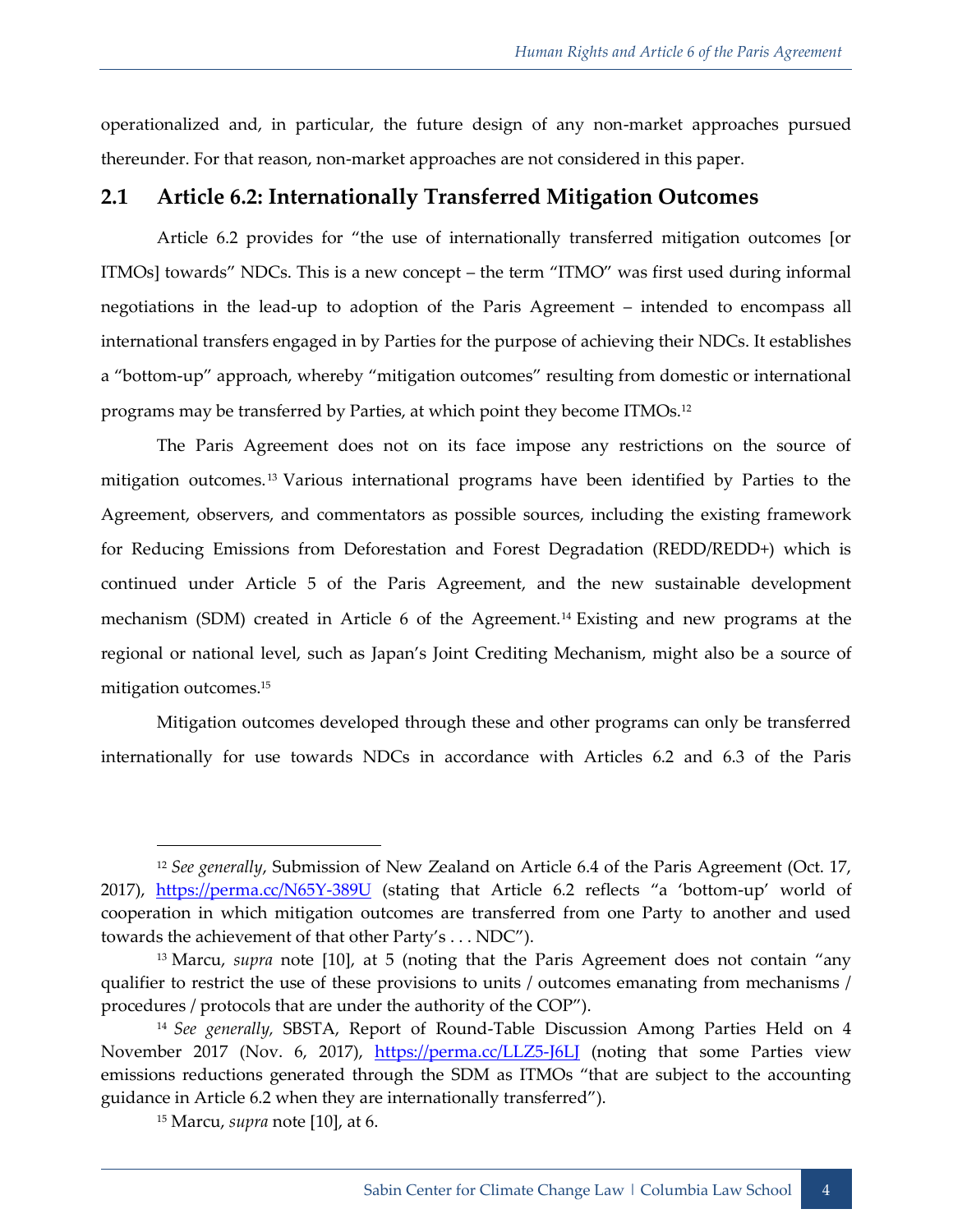operationalized and, in particular, the future design of any non-market approaches pursued thereunder. For that reason, non-market approaches are not considered in this paper.

## 2.1 Article 6.2: Internationally Transferred Mitigation Outcomes

Article 6.2 provides for "the use of internationally transferred mitigation outcomes [or ITMOs] towards" NDCs. This is a new concept – the term "ITMO" was first used during informal negotiations in the lead-up to adoption of the Paris Agreement – intended to encompass all international transfers engaged in by Parties for the purpose of achieving their NDCs. It establishes a "bottom-up" approach, whereby "mitigation outcomes" resulting from domestic or international programs may be transferred by Parties, at which point they become ITMOs.[12]

The Paris Agreement does not on its face impose any restrictions on the source of mitigation outcomes.[13] Various international programs have been identified by Parties to the Agreement, observers, and commentators as possible sources, including the existing framework for Reducing Emissions from Deforestation and Forest Degradation (REDD/REDD+) which is continued under Article 5 of the Paris Agreement, and the new sustainable development mechanism (SDM) created in Article 6 of the Agreement.[14] Existing and new programs at the regional or national level, such as Japan's Joint Crediting Mechanism, might also be a source of mitigation outcomes.[15]

Mitigation outcomes developed through these and other programs can only be transferred internationally for use towards NDCs in accordance with Articles 6.2 and 6.3 of the Paris

---

[12] *See generally*, Submission of New Zealand on Article 6.4 of the Paris Agreement (Oct. 17, 2017), https://perma.cc/N65Y-389U (stating that Article 6.2 reflects "a 'bottom-up' world of cooperation in which mitigation outcomes are transferred from one Party to another and used towards the achievement of that other Party's . . . NDC").

[13] Marcu, *supra* note [10], at 5 (noting that the Paris Agreement does not contain "any qualifier to restrict the use of these provisions to units / outcomes emanating from mechanisms / procedures / protocols that are under the authority of the COP").

[14] *See generally,* SBSTA, Report of Round-Table Discussion Among Parties Held on 4 November 2017 (Nov. 6, 2017), https://perma.cc/LLZ5-J6LJ (noting that some Parties view emissions reductions generated through the SDM as ITMOs "that are subject to the accounting guidance in Article 6.2 when they are internationally transferred").

[15] Marcu, *supra* note [10], at 6.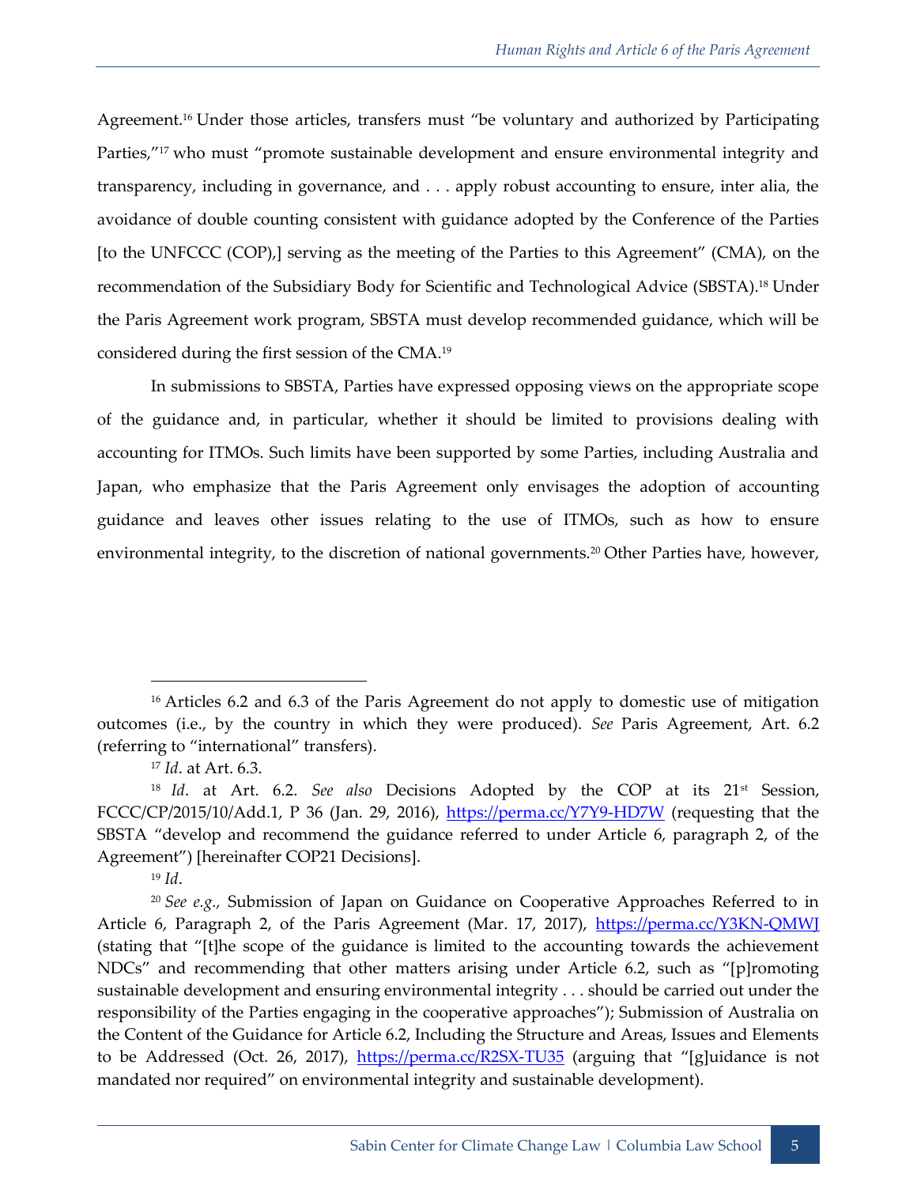Agreement.[16] Under those articles, transfers must "be voluntary and authorized by Participating Parties,"[17] who must "promote sustainable development and ensure environmental integrity and transparency, including in governance, and . . . apply robust accounting to ensure, inter alia, the avoidance of double counting consistent with guidance adopted by the Conference of the Parties [to the UNFCCC (COP),] serving as the meeting of the Parties to this Agreement" (CMA), on the recommendation of the Subsidiary Body for Scientific and Technological Advice (SBSTA).[18] Under the Paris Agreement work program, SBSTA must develop recommended guidance, which will be considered during the first session of the CMA.[19]

In submissions to SBSTA, Parties have expressed opposing views on the appropriate scope of the guidance and, in particular, whether it should be limited to provisions dealing with accounting for ITMOs. Such limits have been supported by some Parties, including Australia and Japan, who emphasize that the Paris Agreement only envisages the adoption of accounting guidance and leaves other issues relating to the use of ITMOs, such as how to ensure environmental integrity, to the discretion of national governments.[20] Other Parties have, however,

---

[16] Articles 6.2 and 6.3 of the Paris Agreement do not apply to domestic use of mitigation outcomes (i.e., by the country in which they were produced). *See* Paris Agreement, Art. 6.2 (referring to "international" transfers).

[17] *Id*. at Art. 6.3.

[18] *Id*. at Art. 6.2. *See also* Decisions Adopted by the COP at its 21st Session, FCCC/CP/2015/10/Add.1, P 36 (Jan. 29, 2016), https://perma.cc/Y7Y9-HD7W (requesting that the SBSTA "develop and recommend the guidance referred to under Article 6, paragraph 2, of the Agreement") [hereinafter COP21 Decisions].

[19] *Id*.

[20] *See e.g.*, Submission of Japan on Guidance on Cooperative Approaches Referred to in Article 6, Paragraph 2, of the Paris Agreement (Mar. 17, 2017), https://perma.cc/Y3KN-QMWJ (stating that "[t]he scope of the guidance is limited to the accounting towards the achievement NDCs" and recommending that other matters arising under Article 6.2, such as "[p]romoting sustainable development and ensuring environmental integrity . . . should be carried out under the responsibility of the Parties engaging in the cooperative approaches"); Submission of Australia on the Content of the Guidance for Article 6.2, Including the Structure and Areas, Issues and Elements to be Addressed (Oct. 26, 2017), https://perma.cc/R2SX-TU35 (arguing that "[g]uidance is not mandated nor required" on environmental integrity and sustainable development).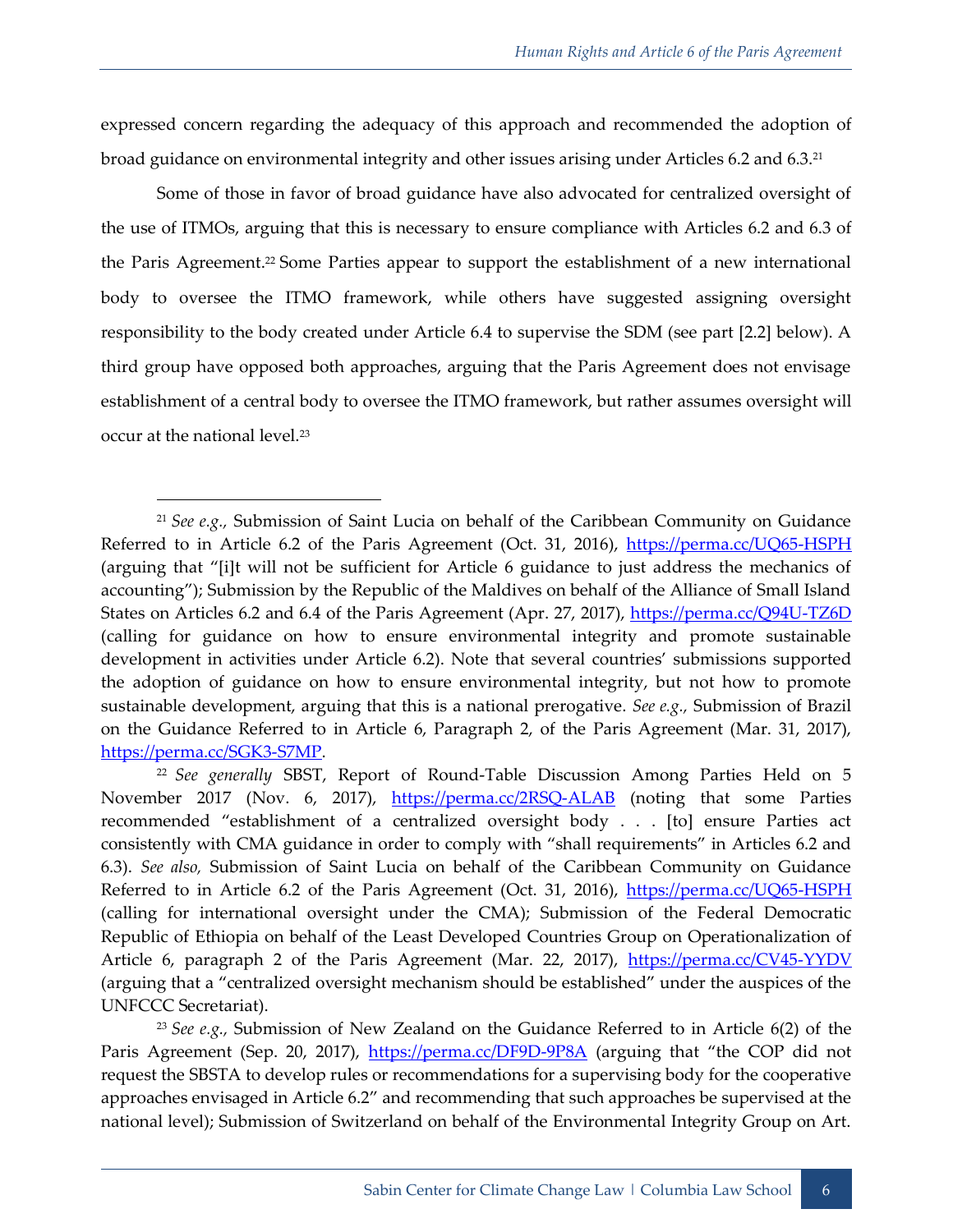expressed concern regarding the adequacy of this approach and recommended the adoption of broad guidance on environmental integrity and other issues arising under Articles 6.2 and 6.3.[21]

Some of those in favor of broad guidance have also advocated for centralized oversight of the use of ITMOs, arguing that this is necessary to ensure compliance with Articles 6.2 and 6.3 of the Paris Agreement.[22] Some Parties appear to support the establishment of a new international body to oversee the ITMO framework, while others have suggested assigning oversight responsibility to the body created under Article 6.4 to supervise the SDM (see part [2.2] below). A third group have opposed both approaches, arguing that the Paris Agreement does not envisage establishment of a central body to oversee the ITMO framework, but rather assumes oversight will occur at the national level.[23]

---

[21] *See e.g.,* Submission of Saint Lucia on behalf of the Caribbean Community on Guidance Referred to in Article 6.2 of the Paris Agreement (Oct. 31, 2016), https://perma.cc/UQ65-HSPH (arguing that "[i]t will not be sufficient for Article 6 guidance to just address the mechanics of accounting"); Submission by the Republic of the Maldives on behalf of the Alliance of Small Island States on Articles 6.2 and 6.4 of the Paris Agreement (Apr. 27, 2017), https://perma.cc/Q94U-TZ6D (calling for guidance on how to ensure environmental integrity and promote sustainable development in activities under Article 6.2). Note that several countries' submissions supported the adoption of guidance on how to ensure environmental integrity, but not how to promote sustainable development, arguing that this is a national prerogative. *See e.g.,* Submission of Brazil on the Guidance Referred to in Article 6, Paragraph 2, of the Paris Agreement (Mar. 31, 2017), https://perma.cc/SGK3-S7MP.

[22] *See generally* SBST, Report of Round-Table Discussion Among Parties Held on 5 November 2017 (Nov. 6, 2017), https://perma.cc/2RSQ-ALAB (noting that some Parties recommended "establishment of a centralized oversight body . . . [to] ensure Parties act consistently with CMA guidance in order to comply with "shall requirements" in Articles 6.2 and 6.3). *See also,* Submission of Saint Lucia on behalf of the Caribbean Community on Guidance Referred to in Article 6.2 of the Paris Agreement (Oct. 31, 2016), https://perma.cc/UQ65-HSPH (calling for international oversight under the CMA); Submission of the Federal Democratic Republic of Ethiopia on behalf of the Least Developed Countries Group on Operationalization of Article 6, paragraph 2 of the Paris Agreement (Mar. 22, 2017), https://perma.cc/CV45-YYDV (arguing that a "centralized oversight mechanism should be established" under the auspices of the UNFCCC Secretariat).

[23] *See e.g.,* Submission of New Zealand on the Guidance Referred to in Article 6(2) of the Paris Agreement (Sep. 20, 2017), https://perma.cc/DF9D-9P8A (arguing that "the COP did not request the SBSTA to develop rules or recommendations for a supervising body for the cooperative approaches envisaged in Article 6.2" and recommending that such approaches be supervised at the national level); Submission of Switzerland on behalf of the Environmental Integrity Group on Art.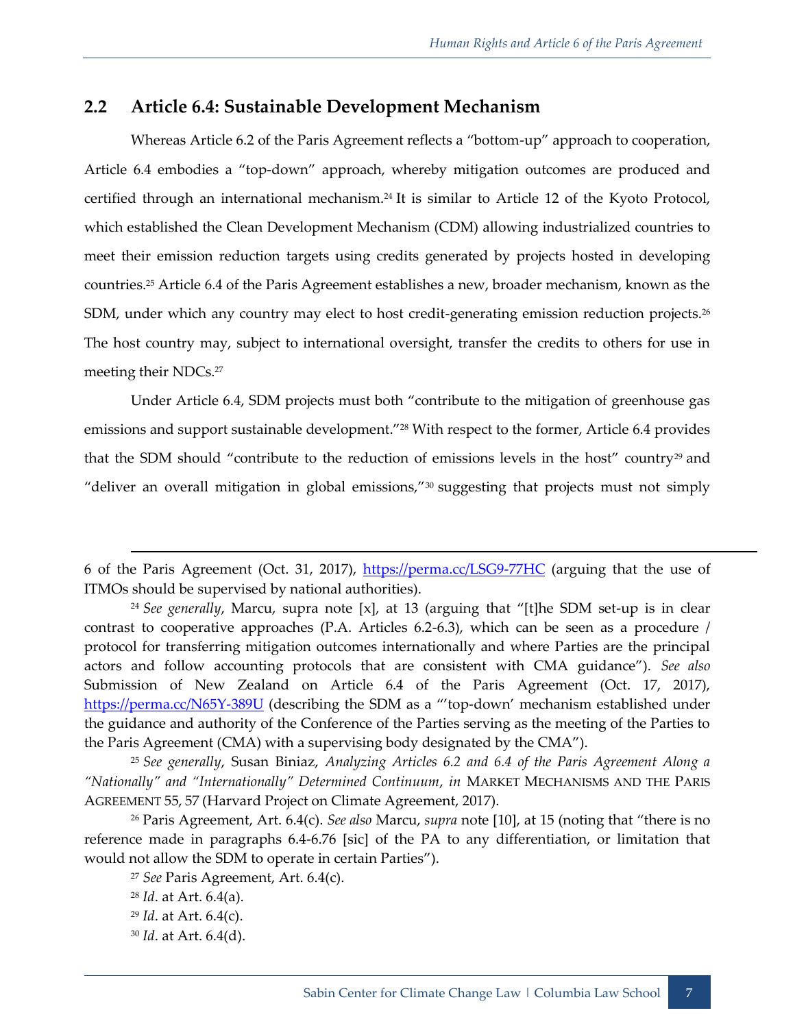## 2.2 Article 6.4: Sustainable Development Mechanism

Whereas Article 6.2 of the Paris Agreement reflects a "bottom-up" approach to cooperation, Article 6.4 embodies a "top-down" approach, whereby mitigation outcomes are produced and certified through an international mechanism.[24] It is similar to Article 12 of the Kyoto Protocol, which established the Clean Development Mechanism (CDM) allowing industrialized countries to meet their emission reduction targets using credits generated by projects hosted in developing countries.[25] Article 6.4 of the Paris Agreement establishes a new, broader mechanism, known as the SDM, under which any country may elect to host credit-generating emission reduction projects.[26] The host country may, subject to international oversight, transfer the credits to others for use in meeting their NDCs.[27]

Under Article 6.4, SDM projects must both "contribute to the mitigation of greenhouse gas emissions and support sustainable development."[28] With respect to the former, Article 6.4 provides that the SDM should "contribute to the reduction of emissions levels in the host" country[29] and "deliver an overall mitigation in global emissions,"[30] suggesting that projects must not simply

---

6 of the Paris Agreement (Oct. 31, 2017), https://perma.cc/LSG9-77HC (arguing that the use of ITMOs should be supervised by national authorities).

[24] *See generally*, Marcu, supra note [x], at 13 (arguing that "[t]he SDM set-up is in clear contrast to cooperative approaches (P.A. Articles 6.2-6.3), which can be seen as a procedure / protocol for transferring mitigation outcomes internationally and where Parties are the principal actors and follow accounting protocols that are consistent with CMA guidance"). *See also* Submission of New Zealand on Article 6.4 of the Paris Agreement (Oct. 17, 2017), https://perma.cc/N65Y-389U (describing the SDM as a "'top-down' mechanism established under the guidance and authority of the Conference of the Parties serving as the meeting of the Parties to the Paris Agreement (CMA) with a supervising body designated by the CMA").

[25] *See generally*, Susan Biniaz, *Analyzing Articles 6.2 and 6.4 of the Paris Agreement Along a "Nationally" and "Internationally" Determined Continuum*, *in* MARKET MECHANISMS AND THE PARIS AGREEMENT 55, 57 (Harvard Project on Climate Agreement, 2017).

[26] Paris Agreement, Art. 6.4(c). *See also* Marcu, *supra* note [10], at 15 (noting that "there is no reference made in paragraphs 6.4-6.76 [sic] of the PA to any differentiation, or limitation that would not allow the SDM to operate in certain Parties").

[27] *See* Paris Agreement, Art. 6.4(c).

[28] *Id*. at Art. 6.4(a).

[29] *Id*. at Art. 6.4(c).

[30] *Id*. at Art. 6.4(d).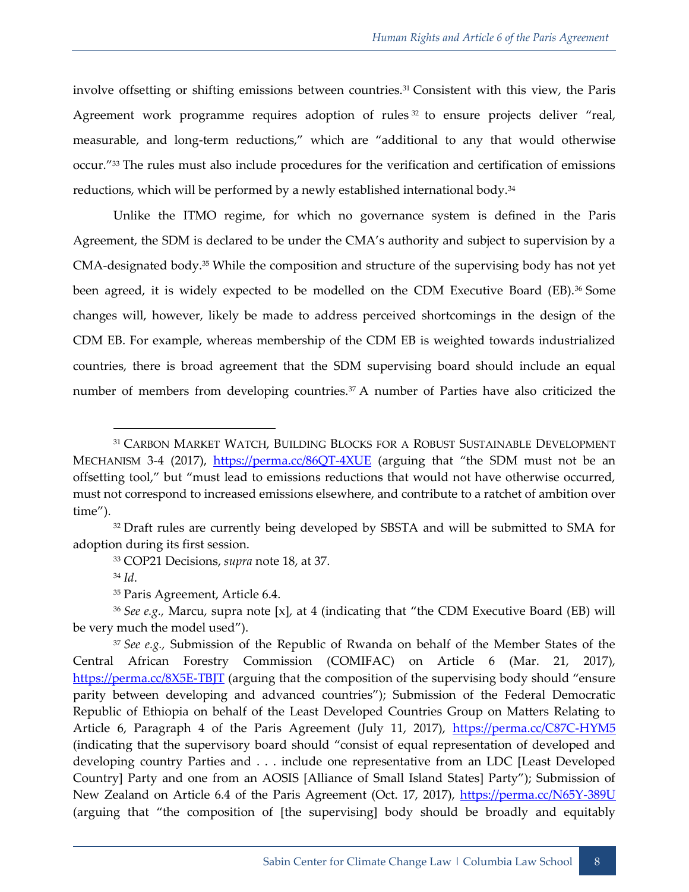involve offsetting or shifting emissions between countries.[31] Consistent with this view, the Paris Agreement work programme requires adoption of rules[32] to ensure projects deliver "real, measurable, and long-term reductions," which are "additional to any that would otherwise occur."[33] The rules must also include procedures for the verification and certification of emissions reductions, which will be performed by a newly established international body.[34]

Unlike the ITMO regime, for which no governance system is defined in the Paris Agreement, the SDM is declared to be under the CMA's authority and subject to supervision by a CMA-designated body.[35] While the composition and structure of the supervising body has not yet been agreed, it is widely expected to be modelled on the CDM Executive Board (EB).[36] Some changes will, however, likely be made to address perceived shortcomings in the design of the CDM EB. For example, whereas membership of the CDM EB is weighted towards industrialized countries, there is broad agreement that the SDM supervising board should include an equal number of members from developing countries.[37] A number of Parties have also criticized the

---

[31] CARBON MARKET WATCH, BUILDING BLOCKS FOR A ROBUST SUSTAINABLE DEVELOPMENT MECHANISM 3-4 (2017), https://perma.cc/86QT-4XUE (arguing that "the SDM must not be an offsetting tool," but "must lead to emissions reductions that would not have otherwise occurred, must not correspond to increased emissions elsewhere, and contribute to a ratchet of ambition over time").

[32] Draft rules are currently being developed by SBSTA and will be submitted to SMA for adoption during its first session.

[33] COP21 Decisions, *supra* note 18, at 37.

[34] *Id*.

[35] Paris Agreement, Article 6.4.

[36] *See e.g.,* Marcu, supra note [x], at 4 (indicating that "the CDM Executive Board (EB) will be very much the model used").

[37] *See e.g.,* Submission of the Republic of Rwanda on behalf of the Member States of the Central African Forestry Commission (COMIFAC) on Article 6 (Mar. 21, 2017), https://perma.cc/8X5E-TBJT (arguing that the composition of the supervising body should "ensure parity between developing and advanced countries"); Submission of the Federal Democratic Republic of Ethiopia on behalf of the Least Developed Countries Group on Matters Relating to Article 6, Paragraph 4 of the Paris Agreement (July 11, 2017), https://perma.cc/C87C-HYM5 (indicating that the supervisory board should "consist of equal representation of developed and developing country Parties and . . . include one representative from an LDC [Least Developed Country] Party and one from an AOSIS [Alliance of Small Island States] Party"); Submission of New Zealand on Article 6.4 of the Paris Agreement (Oct. 17, 2017), https://perma.cc/N65Y-389U (arguing that "the composition of [the supervising] body should be broadly and equitably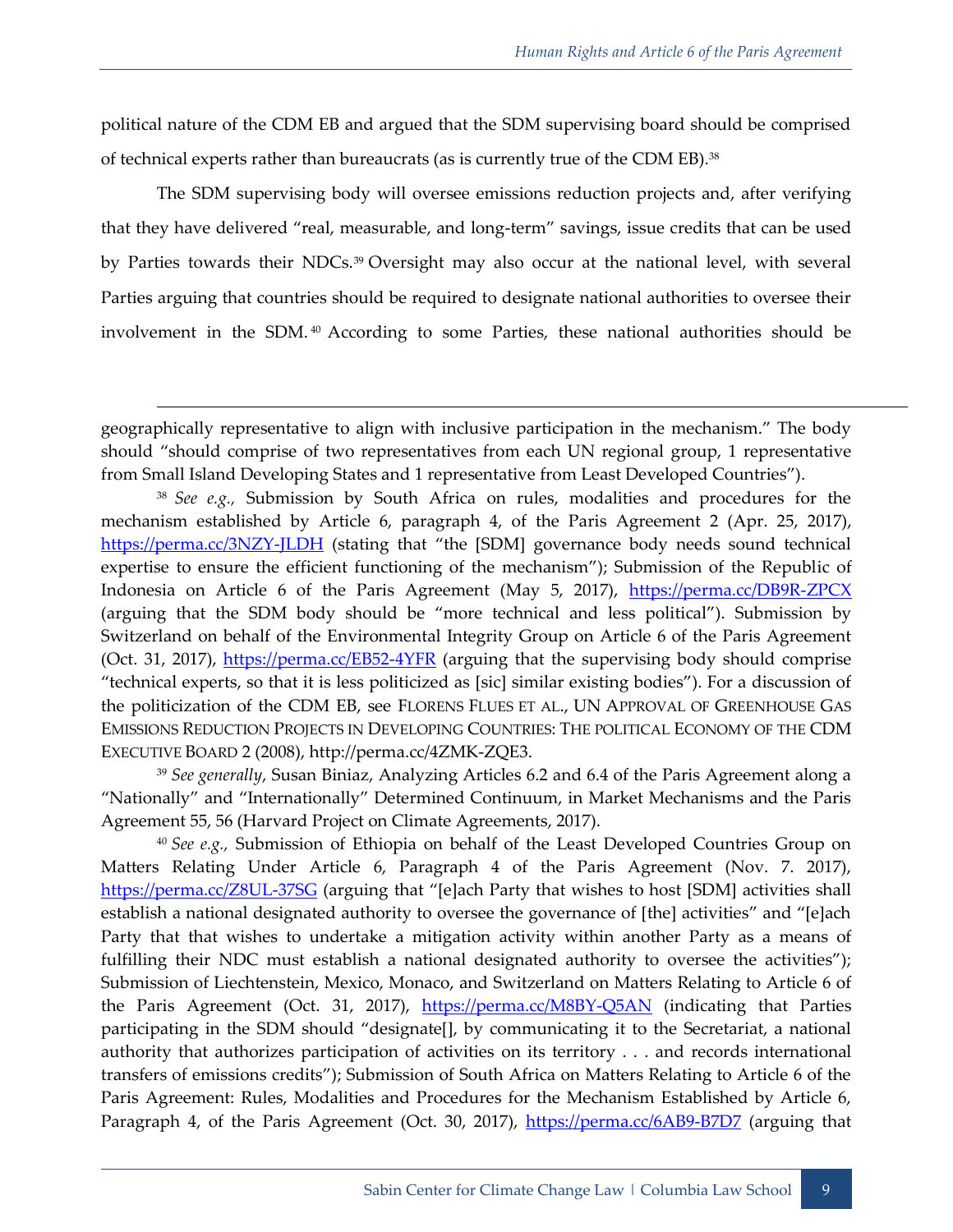political nature of the CDM EB and argued that the SDM supervising board should be comprised of technical experts rather than bureaucrats (as is currently true of the CDM EB).[38]

The SDM supervising body will oversee emissions reduction projects and, after verifying that they have delivered "real, measurable, and long-term" savings, issue credits that can be used by Parties towards their NDCs.[39] Oversight may also occur at the national level, with several Parties arguing that countries should be required to designate national authorities to oversee their involvement in the SDM.[40] According to some Parties, these national authorities should be

---

geographically representative to align with inclusive participation in the mechanism." The body should "should comprise of two representatives from each UN regional group, 1 representative from Small Island Developing States and 1 representative from Least Developed Countries").

[38] *See e.g.*, Submission by South Africa on rules, modalities and procedures for the mechanism established by Article 6, paragraph 4, of the Paris Agreement 2 (Apr. 25, 2017), https://perma.cc/3NZY-JLDH (stating that "the [SDM] governance body needs sound technical expertise to ensure the efficient functioning of the mechanism"); Submission of the Republic of Indonesia on Article 6 of the Paris Agreement (May 5, 2017), https://perma.cc/DB9R-ZPCX (arguing that the SDM body should be "more technical and less political"). Submission by Switzerland on behalf of the Environmental Integrity Group on Article 6 of the Paris Agreement (Oct. 31, 2017), https://perma.cc/EB52-4YFR (arguing that the supervising body should comprise "technical experts, so that it is less politicized as [sic] similar existing bodies"). For a discussion of the politicization of the CDM EB, see FLORENS FLUES ET AL., UN APPROVAL OF GREENHOUSE GAS EMISSIONS REDUCTION PROJECTS IN DEVELOPING COUNTRIES: THE POLITICAL ECONOMY OF THE CDM EXECUTIVE BOARD 2 (2008), http://perma.cc/4ZMK-ZQE3.

[39] *See generally*, Susan Biniaz, Analyzing Articles 6.2 and 6.4 of the Paris Agreement along a "Nationally" and "Internationally" Determined Continuum, in Market Mechanisms and the Paris Agreement 55, 56 (Harvard Project on Climate Agreements, 2017).

[40] *See e.g.,* Submission of Ethiopia on behalf of the Least Developed Countries Group on Matters Relating Under Article 6, Paragraph 4 of the Paris Agreement (Nov. 7. 2017), https://perma.cc/Z8UL-37SG (arguing that "[e]ach Party that wishes to host [SDM] activities shall establish a national designated authority to oversee the governance of [the] activities" and "[e]ach Party that that wishes to undertake a mitigation activity within another Party as a means of fulfilling their NDC must establish a national designated authority to oversee the activities"); Submission of Liechtenstein, Mexico, Monaco, and Switzerland on Matters Relating to Article 6 of the Paris Agreement (Oct. 31, 2017), https://perma.cc/M8BY-Q5AN (indicating that Parties participating in the SDM should "designate[], by communicating it to the Secretariat, a national authority that authorizes participation of activities on its territory . . . and records international transfers of emissions credits"); Submission of South Africa on Matters Relating to Article 6 of the Paris Agreement: Rules, Modalities and Procedures for the Mechanism Established by Article 6, Paragraph 4, of the Paris Agreement (Oct. 30, 2017), https://perma.cc/6AB9-B7D7 (arguing that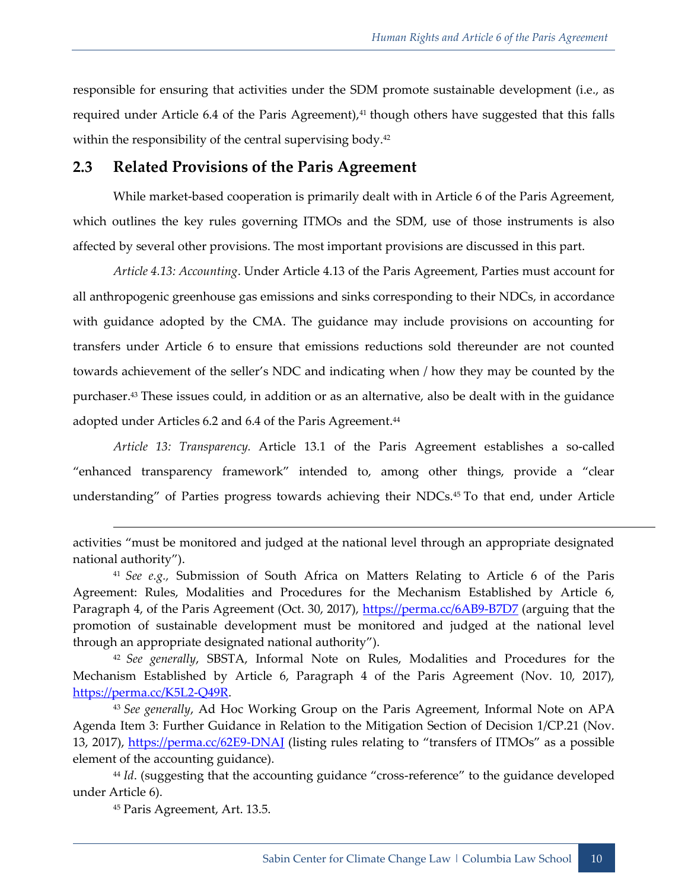responsible for ensuring that activities under the SDM promote sustainable development (i.e., as required under Article 6.4 of the Paris Agreement),[41] though others have suggested that this falls within the responsibility of the central supervising body.[42]

## 2.3 Related Provisions of the Paris Agreement

While market-based cooperation is primarily dealt with in Article 6 of the Paris Agreement, which outlines the key rules governing ITMOs and the SDM, use of those instruments is also affected by several other provisions. The most important provisions are discussed in this part.

*Article 4.13: Accounting*. Under Article 4.13 of the Paris Agreement, Parties must account for all anthropogenic greenhouse gas emissions and sinks corresponding to their NDCs, in accordance with guidance adopted by the CMA. The guidance may include provisions on accounting for transfers under Article 6 to ensure that emissions reductions sold thereunder are not counted towards achievement of the seller's NDC and indicating when / how they may be counted by the purchaser.[43] These issues could, in addition or as an alternative, also be dealt with in the guidance adopted under Articles 6.2 and 6.4 of the Paris Agreement.[44]

*Article 13: Transparency.* Article 13.1 of the Paris Agreement establishes a so-called "enhanced transparency framework" intended to, among other things, provide a "clear understanding" of Parties progress towards achieving their NDCs.[45] To that end, under Article

---

activities "must be monitored and judged at the national level through an appropriate designated national authority").

[41] *See e.g.,* Submission of South Africa on Matters Relating to Article 6 of the Paris Agreement: Rules, Modalities and Procedures for the Mechanism Established by Article 6, Paragraph 4, of the Paris Agreement (Oct. 30, 2017), https://perma.cc/6AB9-B7D7 (arguing that the promotion of sustainable development must be monitored and judged at the national level through an appropriate designated national authority").

[42] *See generally*, SBSTA, Informal Note on Rules, Modalities and Procedures for the Mechanism Established by Article 6, Paragraph 4 of the Paris Agreement (Nov. 10, 2017), https://perma.cc/K5L2-Q49R.

[43] *See generally*, Ad Hoc Working Group on the Paris Agreement, Informal Note on APA Agenda Item 3: Further Guidance in Relation to the Mitigation Section of Decision 1/CP.21 (Nov. 13, 2017), https://perma.cc/62E9-DNAJ (listing rules relating to "transfers of ITMOs" as a possible element of the accounting guidance).

[44] *Id*. (suggesting that the accounting guidance "cross-reference" to the guidance developed under Article 6).

[45] Paris Agreement, Art. 13.5.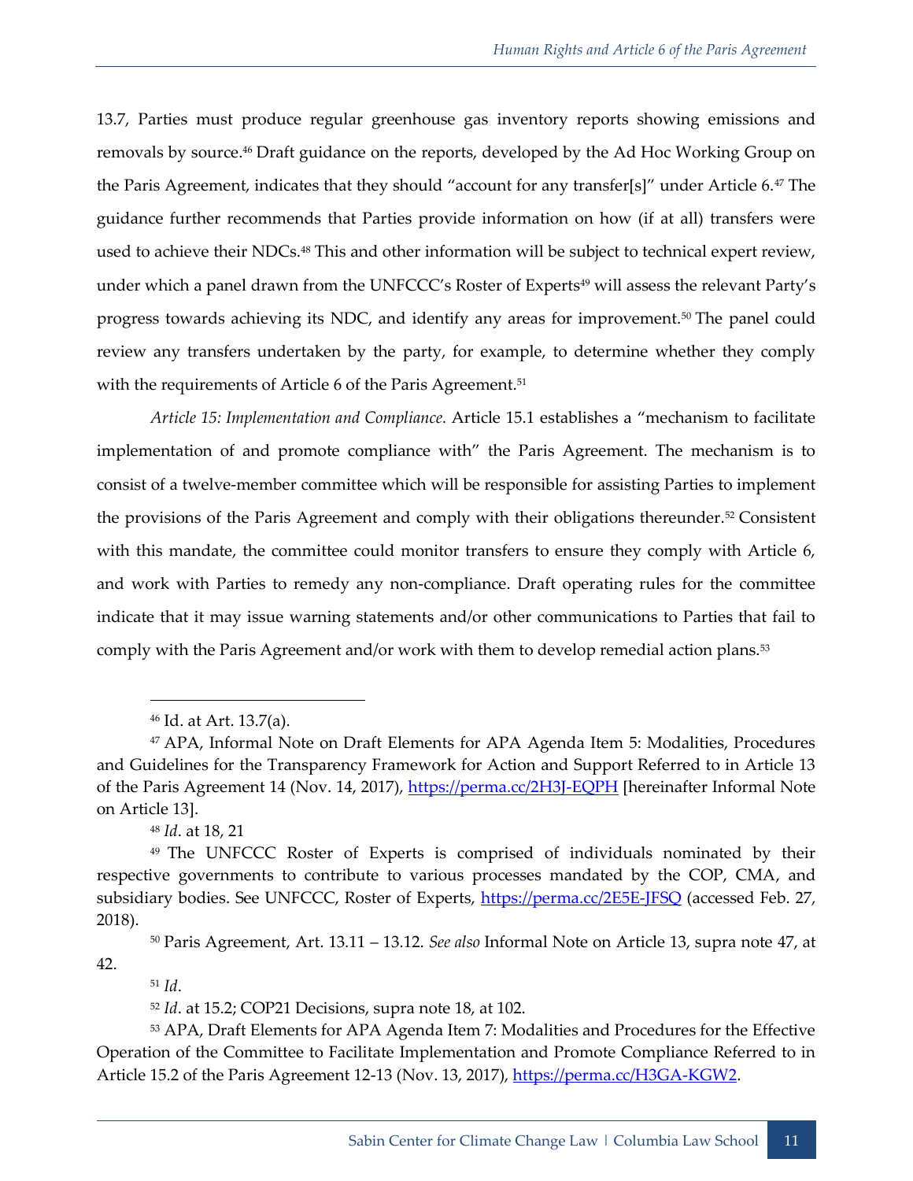13.7, Parties must produce regular greenhouse gas inventory reports showing emissions and removals by source.[46] Draft guidance on the reports, developed by the Ad Hoc Working Group on the Paris Agreement, indicates that they should "account for any transfer[s]" under Article 6.[47] The guidance further recommends that Parties provide information on how (if at all) transfers were used to achieve their NDCs.[48] This and other information will be subject to technical expert review, under which a panel drawn from the UNFCCC's Roster of Experts[49] will assess the relevant Party's progress towards achieving its NDC, and identify any areas for improvement.[50] The panel could review any transfers undertaken by the party, for example, to determine whether they comply with the requirements of Article 6 of the Paris Agreement.[51]

*Article 15: Implementation and Compliance.* Article 15.1 establishes a "mechanism to facilitate implementation of and promote compliance with" the Paris Agreement. The mechanism is to consist of a twelve-member committee which will be responsible for assisting Parties to implement the provisions of the Paris Agreement and comply with their obligations thereunder.[52] Consistent with this mandate, the committee could monitor transfers to ensure they comply with Article 6, and work with Parties to remedy any non-compliance. Draft operating rules for the committee indicate that it may issue warning statements and/or other communications to Parties that fail to comply with the Paris Agreement and/or work with them to develop remedial action plans.[53]

---

[46] Id. at Art. 13.7(a).

[47] APA, Informal Note on Draft Elements for APA Agenda Item 5: Modalities, Procedures and Guidelines for the Transparency Framework for Action and Support Referred to in Article 13 of the Paris Agreement 14 (Nov. 14, 2017), https://perma.cc/2H3J-EQPH [hereinafter Informal Note on Article 13].

[48] *Id*. at 18, 21

[49] The UNFCCC Roster of Experts is comprised of individuals nominated by their respective governments to contribute to various processes mandated by the COP, CMA, and subsidiary bodies. See UNFCCC, Roster of Experts, https://perma.cc/2E5E-JFSQ (accessed Feb. 27, 2018).

[50] Paris Agreement, Art. 13.11 – 13.12. *See also* Informal Note on Article 13, supra note 47, at 42.

[51] *Id*.

[52] *Id*. at 15.2; COP21 Decisions, supra note 18, at 102.

[53] APA, Draft Elements for APA Agenda Item 7: Modalities and Procedures for the Effective Operation of the Committee to Facilitate Implementation and Promote Compliance Referred to in Article 15.2 of the Paris Agreement 12-13 (Nov. 13, 2017), https://perma.cc/H3GA-KGW2.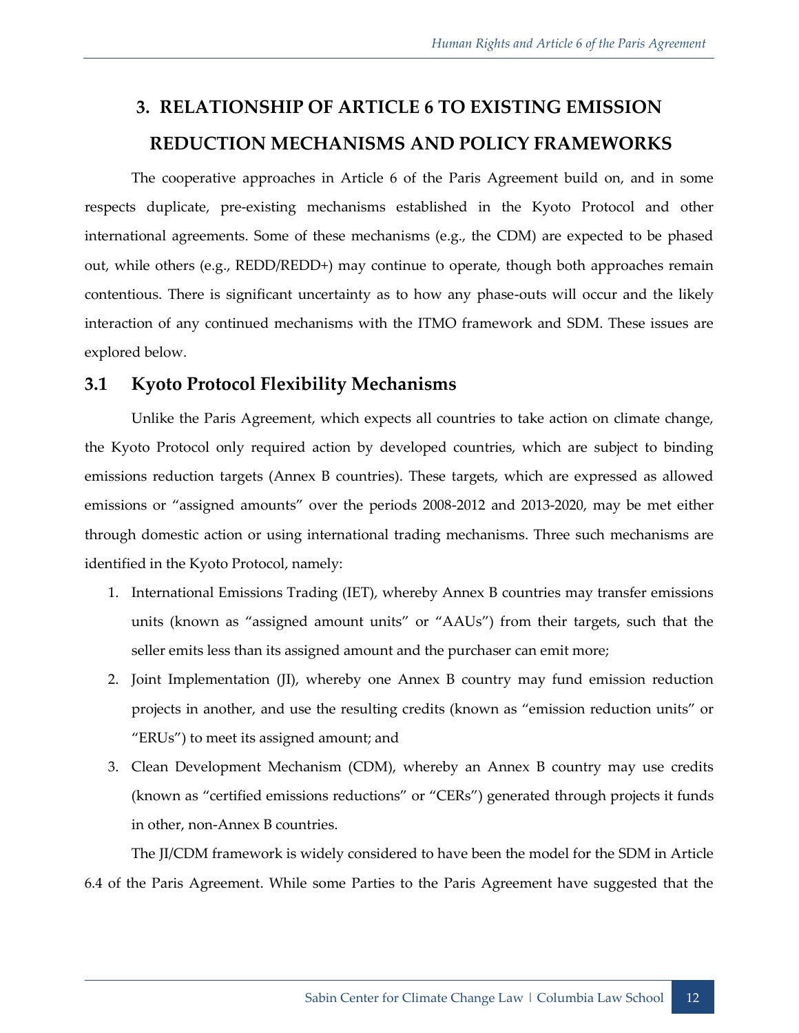# 3. RELATIONSHIP OF ARTICLE 6 TO EXISTING EMISSION REDUCTION MECHANISMS AND POLICY FRAMEWORKS

The cooperative approaches in Article 6 of the Paris Agreement build on, and in some respects duplicate, pre-existing mechanisms established in the Kyoto Protocol and other international agreements. Some of these mechanisms (e.g., the CDM) are expected to be phased out, while others (e.g., REDD/REDD+) may continue to operate, though both approaches remain contentious. There is significant uncertainty as to how any phase-outs will occur and the likely interaction of any continued mechanisms with the ITMO framework and SDM. These issues are explored below.

## 3.1 Kyoto Protocol Flexibility Mechanisms

Unlike the Paris Agreement, which expects all countries to take action on climate change, the Kyoto Protocol only required action by developed countries, which are subject to binding emissions reduction targets (Annex B countries). These targets, which are expressed as allowed emissions or "assigned amounts" over the periods 2008-2012 and 2013-2020, may be met either through domestic action or using international trading mechanisms. Three such mechanisms are identified in the Kyoto Protocol, namely:

1. International Emissions Trading (IET), whereby Annex B countries may transfer emissions units (known as "assigned amount units" or "AAUs") from their targets, such that the seller emits less than its assigned amount and the purchaser can emit more;
2. Joint Implementation (JI), whereby one Annex B country may fund emission reduction projects in another, and use the resulting credits (known as "emission reduction units" or "ERUs") to meet its assigned amount; and
3. Clean Development Mechanism (CDM), whereby an Annex B country may use credits (known as "certified emissions reductions" or "CERs") generated through projects it funds in other, non-Annex B countries.

The JI/CDM framework is widely considered to have been the model for the SDM in Article 6.4 of the Paris Agreement. While some Parties to the Paris Agreement have suggested that the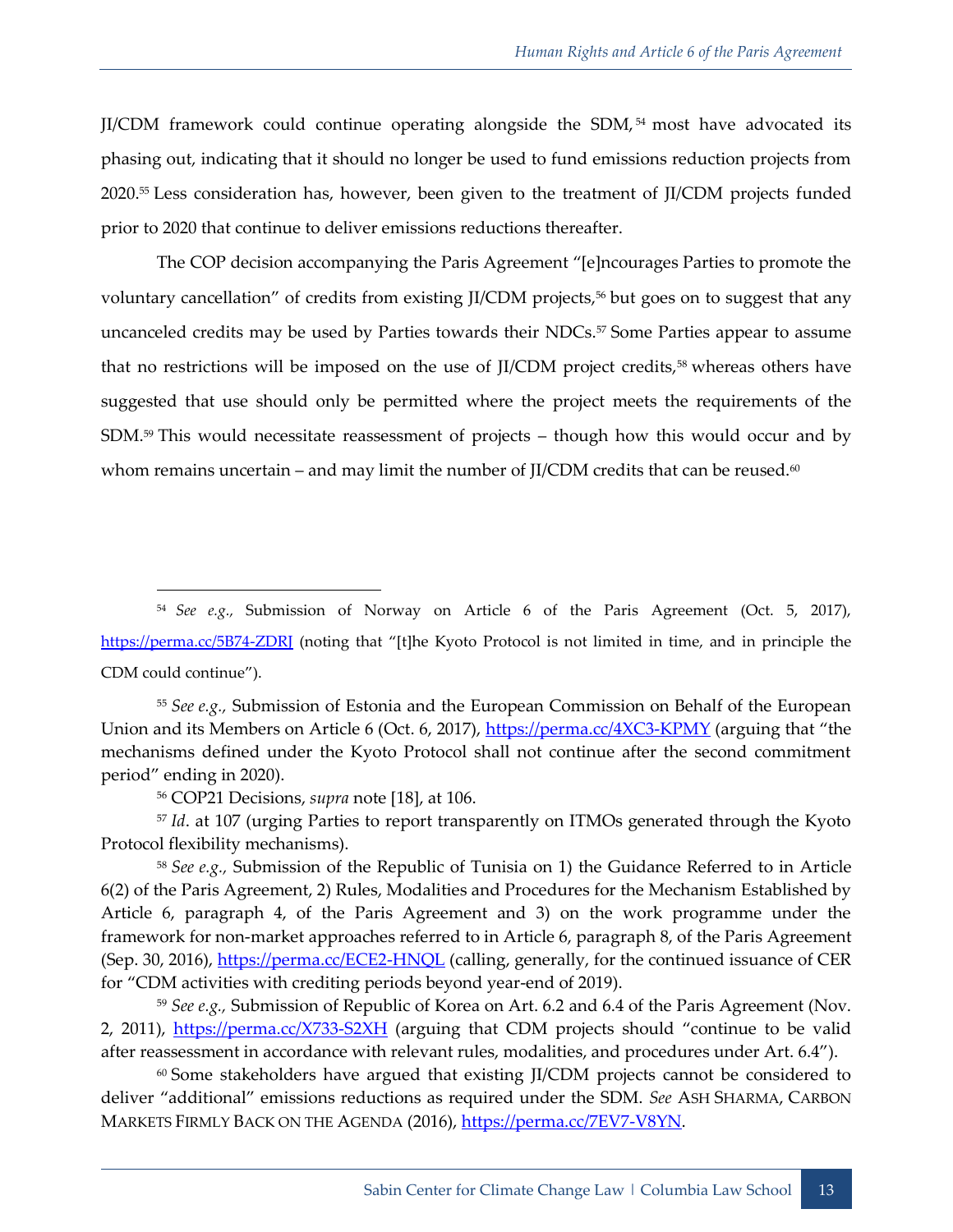JI/CDM framework could continue operating alongside the SDM,[54] most have advocated its phasing out, indicating that it should no longer be used to fund emissions reduction projects from 2020.[55] Less consideration has, however, been given to the treatment of JI/CDM projects funded prior to 2020 that continue to deliver emissions reductions thereafter.

The COP decision accompanying the Paris Agreement "[e]ncourages Parties to promote the voluntary cancellation" of credits from existing JI/CDM projects,[56] but goes on to suggest that any uncanceled credits may be used by Parties towards their NDCs.[57] Some Parties appear to assume that no restrictions will be imposed on the use of JI/CDM project credits,[58] whereas others have suggested that use should only be permitted where the project meets the requirements of the SDM.[59] This would necessitate reassessment of projects – though how this would occur and by whom remains uncertain – and may limit the number of JI/CDM credits that can be reused.[60]

---

[54] *See e.g.,* Submission of Norway on Article 6 of the Paris Agreement (Oct. 5, 2017), https://perma.cc/5B74-ZDRJ (noting that "[t]he Kyoto Protocol is not limited in time, and in principle the CDM could continue").

[55] *See e.g.,* Submission of Estonia and the European Commission on Behalf of the European Union and its Members on Article 6 (Oct. 6, 2017), https://perma.cc/4XC3-KPMY (arguing that "the mechanisms defined under the Kyoto Protocol shall not continue after the second commitment period" ending in 2020).

[56] COP21 Decisions, *supra* note [18], at 106.

[57] *Id*. at 107 (urging Parties to report transparently on ITMOs generated through the Kyoto Protocol flexibility mechanisms).

[58] *See e.g.,* Submission of the Republic of Tunisia on 1) the Guidance Referred to in Article 6(2) of the Paris Agreement, 2) Rules, Modalities and Procedures for the Mechanism Established by Article 6, paragraph 4, of the Paris Agreement and 3) on the work programme under the framework for non-market approaches referred to in Article 6, paragraph 8, of the Paris Agreement (Sep. 30, 2016), https://perma.cc/ECE2-HNQL (calling, generally, for the continued issuance of CER for "CDM activities with crediting periods beyond year-end of 2019).

[59] *See e.g.,* Submission of Republic of Korea on Art. 6.2 and 6.4 of the Paris Agreement (Nov. 2, 2011), https://perma.cc/X733-S2XH (arguing that CDM projects should "continue to be valid after reassessment in accordance with relevant rules, modalities, and procedures under Art. 6.4").

[60] Some stakeholders have argued that existing JI/CDM projects cannot be considered to deliver "additional" emissions reductions as required under the SDM. *See* ASH SHARMA, CARBON MARKETS FIRMLY BACK ON THE AGENDA (2016), https://perma.cc/7EV7-V8YN.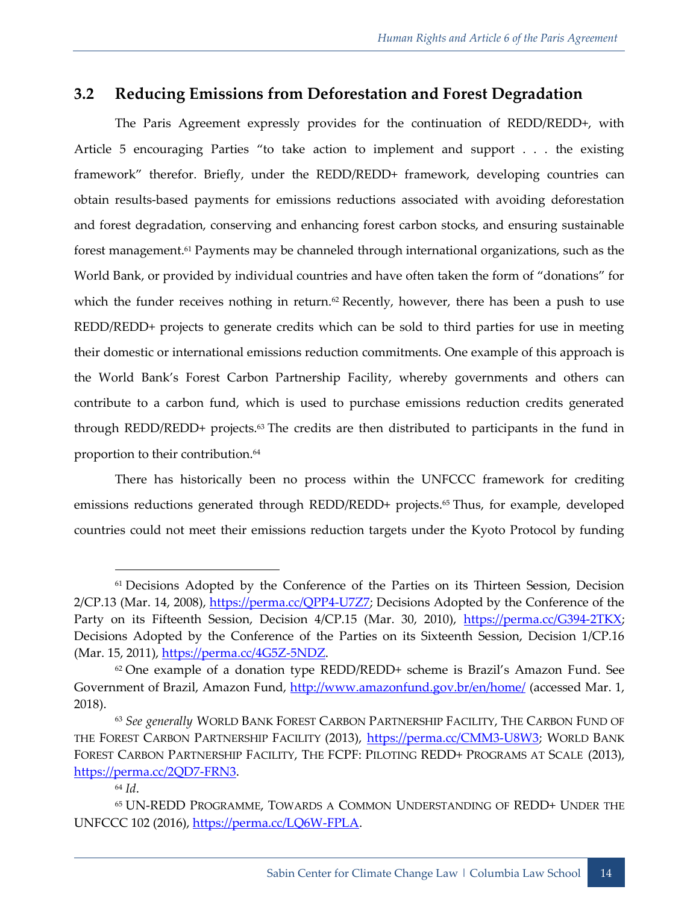## 3.2 Reducing Emissions from Deforestation and Forest Degradation

The Paris Agreement expressly provides for the continuation of REDD/REDD+, with Article 5 encouraging Parties "to take action to implement and support . . . the existing framework" therefor. Briefly, under the REDD/REDD+ framework, developing countries can obtain results-based payments for emissions reductions associated with avoiding deforestation and forest degradation, conserving and enhancing forest carbon stocks, and ensuring sustainable forest management.[61] Payments may be channeled through international organizations, such as the World Bank, or provided by individual countries and have often taken the form of "donations" for which the funder receives nothing in return.[62] Recently, however, there has been a push to use REDD/REDD+ projects to generate credits which can be sold to third parties for use in meeting their domestic or international emissions reduction commitments. One example of this approach is the World Bank's Forest Carbon Partnership Facility, whereby governments and others can contribute to a carbon fund, which is used to purchase emissions reduction credits generated through REDD/REDD+ projects.[63] The credits are then distributed to participants in the fund in proportion to their contribution.[64]

There has historically been no process within the UNFCCC framework for crediting emissions reductions generated through REDD/REDD+ projects.[65] Thus, for example, developed countries could not meet their emissions reduction targets under the Kyoto Protocol by funding

---

[61] Decisions Adopted by the Conference of the Parties on its Thirteen Session, Decision 2/CP.13 (Mar. 14, 2008), https://perma.cc/QPP4-U7Z7; Decisions Adopted by the Conference of the Party on its Fifteenth Session, Decision 4/CP.15 (Mar. 30, 2010), https://perma.cc/G394-2TKX; Decisions Adopted by the Conference of the Parties on its Sixteenth Session, Decision 1/CP.16 (Mar. 15, 2011), https://perma.cc/4G5Z-5NDZ.

[62] One example of a donation type REDD/REDD+ scheme is Brazil's Amazon Fund. See Government of Brazil, Amazon Fund, http://www.amazonfund.gov.br/en/home/ (accessed Mar. 1, 2018).

[63] *See generally* WORLD BANK FOREST CARBON PARTNERSHIP FACILITY, THE CARBON FUND OF THE FOREST CARBON PARTNERSHIP FACILITY (2013), https://perma.cc/CMM3-U8W3; WORLD BANK FOREST CARBON PARTNERSHIP FACILITY, THE FCPF: PILOTING REDD+ PROGRAMS AT SCALE (2013), https://perma.cc/2QD7-FRN3.

[64] *Id*.

[65] UN-REDD PROGRAMME, TOWARDS A COMMON UNDERSTANDING OF REDD+ UNDER THE UNFCCC 102 (2016), https://perma.cc/LQ6W-FPLA.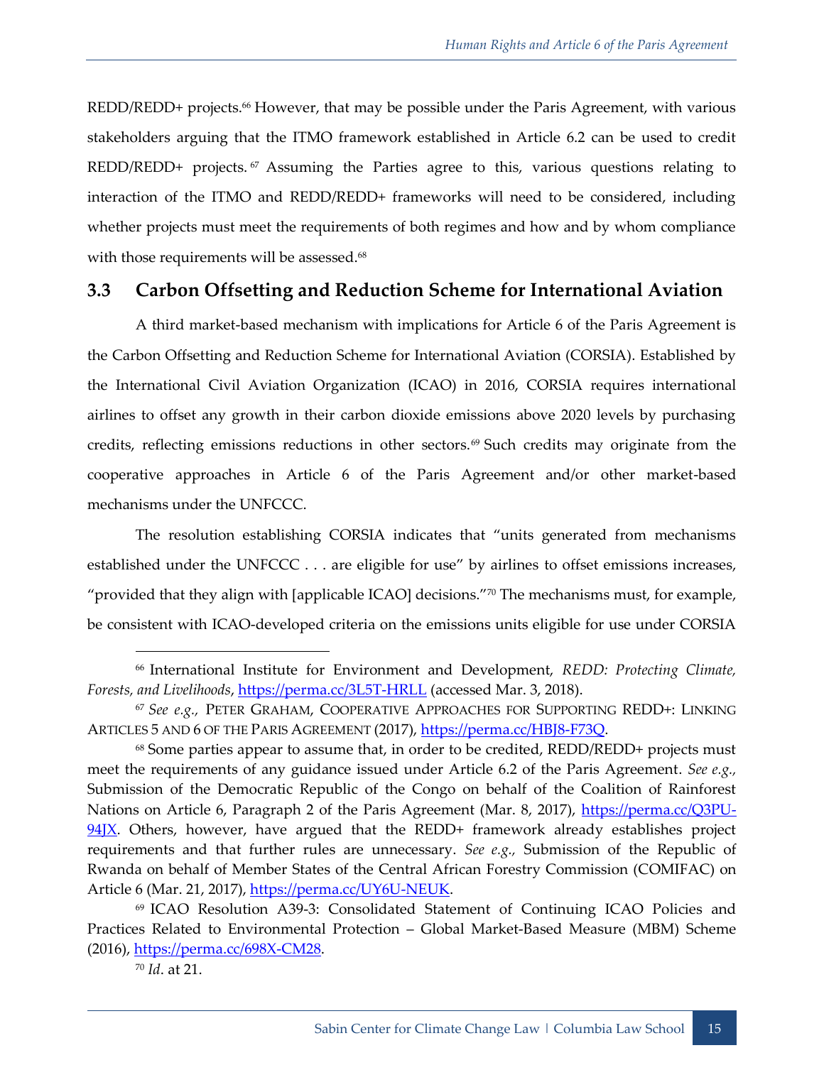REDD/REDD+ projects.[66] However, that may be possible under the Paris Agreement, with various stakeholders arguing that the ITMO framework established in Article 6.2 can be used to credit REDD/REDD+ projects.[67] Assuming the Parties agree to this, various questions relating to interaction of the ITMO and REDD/REDD+ frameworks will need to be considered, including whether projects must meet the requirements of both regimes and how and by whom compliance with those requirements will be assessed.[68]

## 3.3 Carbon Offsetting and Reduction Scheme for International Aviation

A third market-based mechanism with implications for Article 6 of the Paris Agreement is the Carbon Offsetting and Reduction Scheme for International Aviation (CORSIA). Established by the International Civil Aviation Organization (ICAO) in 2016, CORSIA requires international airlines to offset any growth in their carbon dioxide emissions above 2020 levels by purchasing credits, reflecting emissions reductions in other sectors.[69] Such credits may originate from the cooperative approaches in Article 6 of the Paris Agreement and/or other market-based mechanisms under the UNFCCC.

The resolution establishing CORSIA indicates that "units generated from mechanisms established under the UNFCCC . . . are eligible for use" by airlines to offset emissions increases, "provided that they align with [applicable ICAO] decisions."[70] The mechanisms must, for example, be consistent with ICAO-developed criteria on the emissions units eligible for use under CORSIA

---

[66] International Institute for Environment and Development, *REDD: Protecting Climate, Forests, and Livelihoods*, https://perma.cc/3L5T-HRLL (accessed Mar. 3, 2018).

[67] *See e.g.,* PETER GRAHAM, COOPERATIVE APPROACHES FOR SUPPORTING REDD+: LINKING ARTICLES 5 AND 6 OF THE PARIS AGREEMENT (2017), https://perma.cc/HBJ8-F73Q.

[68] Some parties appear to assume that, in order to be credited, REDD/REDD+ projects must meet the requirements of any guidance issued under Article 6.2 of the Paris Agreement. *See e.g.,* Submission of the Democratic Republic of the Congo on behalf of the Coalition of Rainforest Nations on Article 6, Paragraph 2 of the Paris Agreement (Mar. 8, 2017), https://perma.cc/Q3PU-94JX. Others, however, have argued that the REDD+ framework already establishes project requirements and that further rules are unnecessary. *See e.g.,* Submission of the Republic of Rwanda on behalf of Member States of the Central African Forestry Commission (COMIFAC) on Article 6 (Mar. 21, 2017), https://perma.cc/UY6U-NEUK.

[69] ICAO Resolution A39-3: Consolidated Statement of Continuing ICAO Policies and Practices Related to Environmental Protection – Global Market-Based Measure (MBM) Scheme (2016), https://perma.cc/698X-CM28.

[70] *Id*. at 21.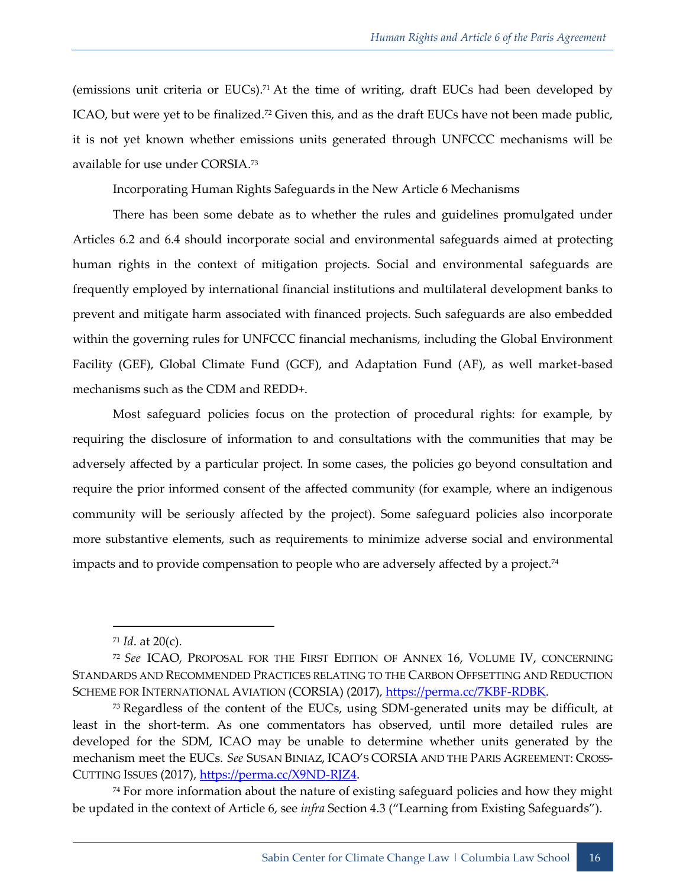(emissions unit criteria or EUCs).[71] At the time of writing, draft EUCs had been developed by ICAO, but were yet to be finalized.[72] Given this, and as the draft EUCs have not been made public, it is not yet known whether emissions units generated through UNFCCC mechanisms will be available for use under CORSIA.[73]

### Incorporating Human Rights Safeguards in the New Article 6 Mechanisms

There has been some debate as to whether the rules and guidelines promulgated under Articles 6.2 and 6.4 should incorporate social and environmental safeguards aimed at protecting human rights in the context of mitigation projects. Social and environmental safeguards are frequently employed by international financial institutions and multilateral development banks to prevent and mitigate harm associated with financed projects. Such safeguards are also embedded within the governing rules for UNFCCC financial mechanisms, including the Global Environment Facility (GEF), Global Climate Fund (GCF), and Adaptation Fund (AF), as well market-based mechanisms such as the CDM and REDD+.

Most safeguard policies focus on the protection of procedural rights: for example, by requiring the disclosure of information to and consultations with the communities that may be adversely affected by a particular project. In some cases, the policies go beyond consultation and require the prior informed consent of the affected community (for example, where an indigenous community will be seriously affected by the project). Some safeguard policies also incorporate more substantive elements, such as requirements to minimize adverse social and environmental impacts and to provide compensation to people who are adversely affected by a project.[74]

---

[71] *Id*. at 20(c).

[72] *See* ICAO, PROPOSAL FOR THE FIRST EDITION OF ANNEX 16, VOLUME IV, CONCERNING STANDARDS AND RECOMMENDED PRACTICES RELATING TO THE CARBON OFFSETTING AND REDUCTION SCHEME FOR INTERNATIONAL AVIATION (CORSIA) (2017), https://perma.cc/7KBF-RDBK.

[73] Regardless of the content of the EUCs, using SDM-generated units may be difficult, at least in the short-term. As one commentators has observed, until more detailed rules are developed for the SDM, ICAO may be unable to determine whether units generated by the mechanism meet the EUCs. *See* SUSAN BINIAZ, ICAO'S CORSIA AND THE PARIS AGREEMENT: CROSS-CUTTING ISSUES (2017), https://perma.cc/X9ND-RJZ4.

[74] For more information about the nature of existing safeguard policies and how they might be updated in the context of Article 6, see *infra* Section 4.3 ("Learning from Existing Safeguards").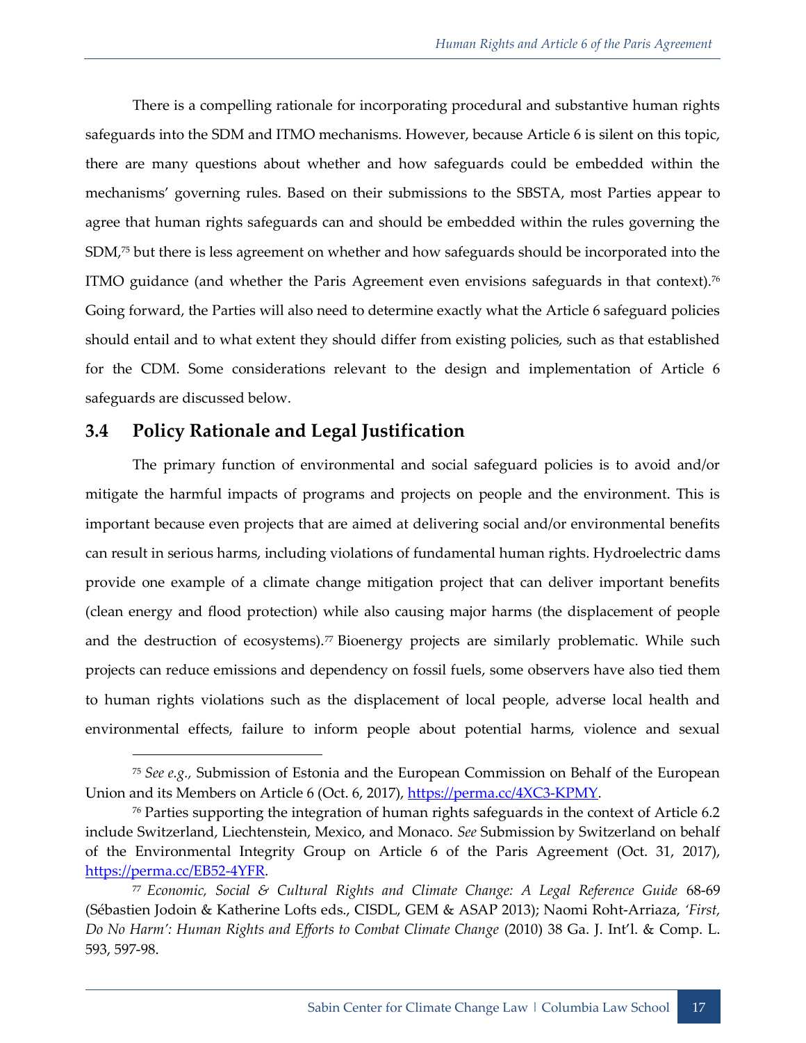There is a compelling rationale for incorporating procedural and substantive human rights safeguards into the SDM and ITMO mechanisms. However, because Article 6 is silent on this topic, there are many questions about whether and how safeguards could be embedded within the mechanisms' governing rules. Based on their submissions to the SBSTA, most Parties appear to agree that human rights safeguards can and should be embedded within the rules governing the SDM,[75] but there is less agreement on whether and how safeguards should be incorporated into the ITMO guidance (and whether the Paris Agreement even envisions safeguards in that context).[76] Going forward, the Parties will also need to determine exactly what the Article 6 safeguard policies should entail and to what extent they should differ from existing policies, such as that established for the CDM. Some considerations relevant to the design and implementation of Article 6 safeguards are discussed below.

## 3.4 Policy Rationale and Legal Justification

The primary function of environmental and social safeguard policies is to avoid and/or mitigate the harmful impacts of programs and projects on people and the environment. This is important because even projects that are aimed at delivering social and/or environmental benefits can result in serious harms, including violations of fundamental human rights. Hydroelectric dams provide one example of a climate change mitigation project that can deliver important benefits (clean energy and flood protection) while also causing major harms (the displacement of people and the destruction of ecosystems).[77] Bioenergy projects are similarly problematic. While such projects can reduce emissions and dependency on fossil fuels, some observers have also tied them to human rights violations such as the displacement of local people, adverse local health and environmental effects, failure to inform people about potential harms, violence and sexual

---

[75] *See e.g.*, Submission of Estonia and the European Commission on Behalf of the European Union and its Members on Article 6 (Oct. 6, 2017), https://perma.cc/4XC3-KPMY.

[76] Parties supporting the integration of human rights safeguards in the context of Article 6.2 include Switzerland, Liechtenstein, Mexico, and Monaco. *See* Submission by Switzerland on behalf of the Environmental Integrity Group on Article 6 of the Paris Agreement (Oct. 31, 2017), https://perma.cc/EB52-4YFR.

[77] *Economic, Social & Cultural Rights and Climate Change: A Legal Reference Guide* 68-69 (Sébastien Jodoin & Katherine Lofts eds., CISDL, GEM & ASAP 2013); Naomi Roht-Arriaza, *'First, Do No Harm': Human Rights and Efforts to Combat Climate Change* (2010) 38 Ga. J. Int'l. & Comp. L. 593, 597-98.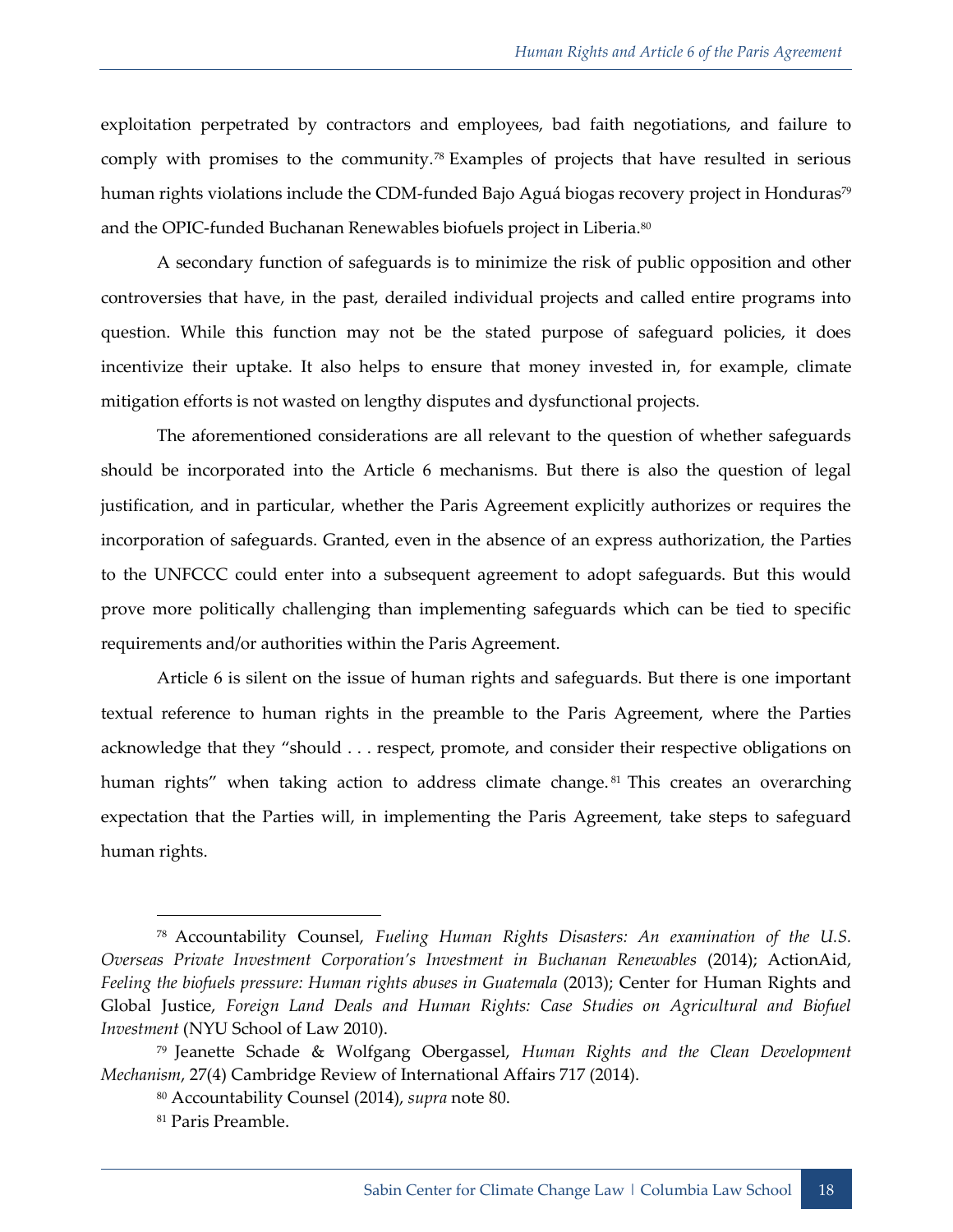exploitation perpetrated by contractors and employees, bad faith negotiations, and failure to comply with promises to the community.[78] Examples of projects that have resulted in serious human rights violations include the CDM-funded Bajo Aguá biogas recovery project in Honduras[79] and the OPIC-funded Buchanan Renewables biofuels project in Liberia.[80]

A secondary function of safeguards is to minimize the risk of public opposition and other controversies that have, in the past, derailed individual projects and called entire programs into question. While this function may not be the stated purpose of safeguard policies, it does incentivize their uptake. It also helps to ensure that money invested in, for example, climate mitigation efforts is not wasted on lengthy disputes and dysfunctional projects.

The aforementioned considerations are all relevant to the question of whether safeguards should be incorporated into the Article 6 mechanisms. But there is also the question of legal justification, and in particular, whether the Paris Agreement explicitly authorizes or requires the incorporation of safeguards. Granted, even in the absence of an express authorization, the Parties to the UNFCCC could enter into a subsequent agreement to adopt safeguards. But this would prove more politically challenging than implementing safeguards which can be tied to specific requirements and/or authorities within the Paris Agreement.

Article 6 is silent on the issue of human rights and safeguards. But there is one important textual reference to human rights in the preamble to the Paris Agreement, where the Parties acknowledge that they "should . . . respect, promote, and consider their respective obligations on human rights" when taking action to address climate change.[81] This creates an overarching expectation that the Parties will, in implementing the Paris Agreement, take steps to safeguard human rights.

---

[78] Accountability Counsel, *Fueling Human Rights Disasters: An examination of the U.S. Overseas Private Investment Corporation's Investment in Buchanan Renewables* (2014); ActionAid, *Feeling the biofuels pressure: Human rights abuses in Guatemala* (2013); Center for Human Rights and Global Justice, *Foreign Land Deals and Human Rights: Case Studies on Agricultural and Biofuel Investment* (NYU School of Law 2010).

[79] Jeanette Schade & Wolfgang Obergassel, *Human Rights and the Clean Development Mechanism*, 27(4) Cambridge Review of International Affairs 717 (2014).

[80] Accountability Counsel (2014), *supra* note 80.

[81] Paris Preamble.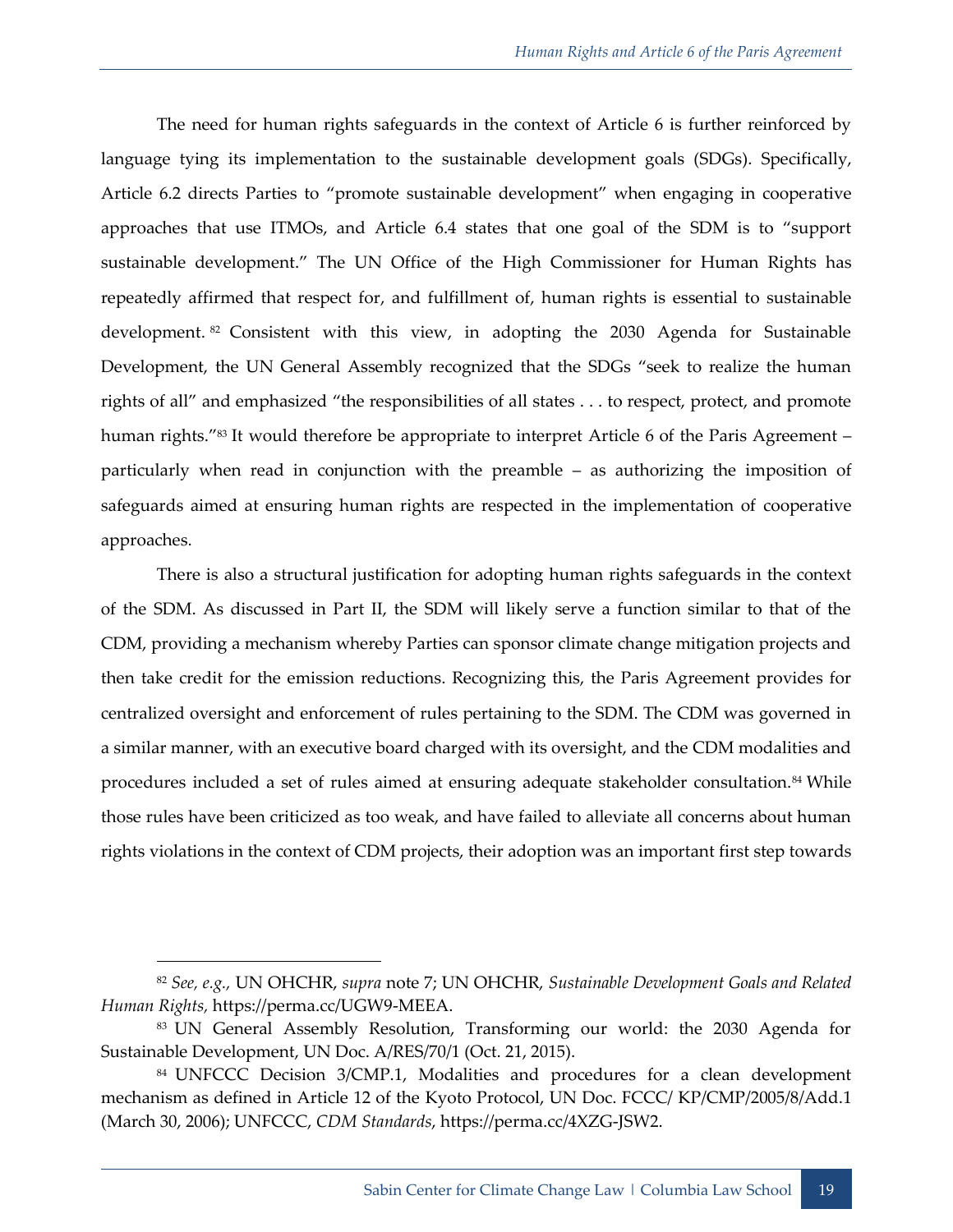The need for human rights safeguards in the context of Article 6 is further reinforced by language tying its implementation to the sustainable development goals (SDGs). Specifically, Article 6.2 directs Parties to "promote sustainable development" when engaging in cooperative approaches that use ITMOs, and Article 6.4 states that one goal of the SDM is to "support sustainable development." The UN Office of the High Commissioner for Human Rights has repeatedly affirmed that respect for, and fulfillment of, human rights is essential to sustainable development.[82] Consistent with this view, in adopting the 2030 Agenda for Sustainable Development, the UN General Assembly recognized that the SDGs "seek to realize the human rights of all" and emphasized "the responsibilities of all states . . . to respect, protect, and promote human rights."[83] It would therefore be appropriate to interpret Article 6 of the Paris Agreement – particularly when read in conjunction with the preamble – as authorizing the imposition of safeguards aimed at ensuring human rights are respected in the implementation of cooperative approaches.

There is also a structural justification for adopting human rights safeguards in the context of the SDM. As discussed in Part II, the SDM will likely serve a function similar to that of the CDM, providing a mechanism whereby Parties can sponsor climate change mitigation projects and then take credit for the emission reductions. Recognizing this, the Paris Agreement provides for centralized oversight and enforcement of rules pertaining to the SDM. The CDM was governed in a similar manner, with an executive board charged with its oversight, and the CDM modalities and procedures included a set of rules aimed at ensuring adequate stakeholder consultation.[84] While those rules have been criticized as too weak, and have failed to alleviate all concerns about human rights violations in the context of CDM projects, their adoption was an important first step towards

---

[82] *See, e.g.,* UN OHCHR, *supra* note 7; UN OHCHR, *Sustainable Development Goals and Related Human Rights,* https://perma.cc/UGW9-MEEA.

[83] UN General Assembly Resolution, Transforming our world: the 2030 Agenda for Sustainable Development, UN Doc. A/RES/70/1 (Oct. 21, 2015).

[84] UNFCCC Decision 3/CMP.1, Modalities and procedures for a clean development mechanism as defined in Article 12 of the Kyoto Protocol, UN Doc. FCCC/ KP/CMP/2005/8/Add.1 (March 30, 2006); UNFCCC, *CDM Standards*, https://perma.cc/4XZG-JSW2.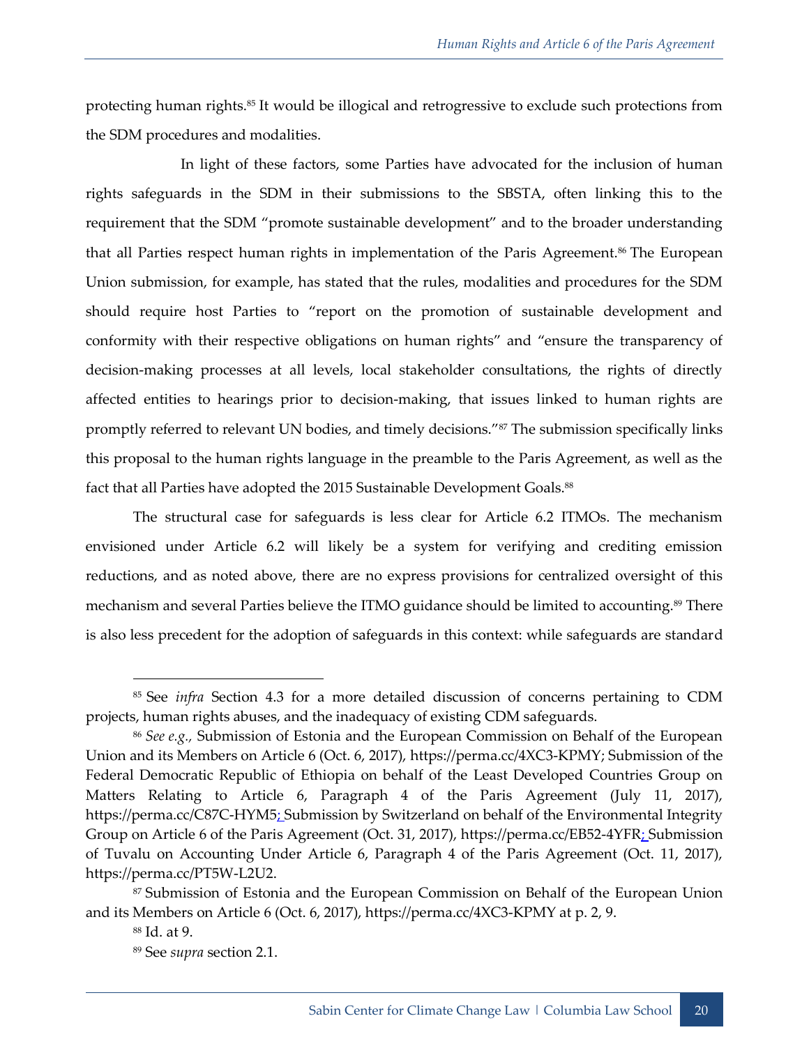protecting human rights.[85] It would be illogical and retrogressive to exclude such protections from the SDM procedures and modalities.

In light of these factors, some Parties have advocated for the inclusion of human rights safeguards in the SDM in their submissions to the SBSTA, often linking this to the requirement that the SDM "promote sustainable development" and to the broader understanding that all Parties respect human rights in implementation of the Paris Agreement.[86] The European Union submission, for example, has stated that the rules, modalities and procedures for the SDM should require host Parties to "report on the promotion of sustainable development and conformity with their respective obligations on human rights" and "ensure the transparency of decision-making processes at all levels, local stakeholder consultations, the rights of directly affected entities to hearings prior to decision-making, that issues linked to human rights are promptly referred to relevant UN bodies, and timely decisions."[87] The submission specifically links this proposal to the human rights language in the preamble to the Paris Agreement, as well as the fact that all Parties have adopted the 2015 Sustainable Development Goals.[88]

The structural case for safeguards is less clear for Article 6.2 ITMOs. The mechanism envisioned under Article 6.2 will likely be a system for verifying and crediting emission reductions, and as noted above, there are no express provisions for centralized oversight of this mechanism and several Parties believe the ITMO guidance should be limited to accounting.[89] There is also less precedent for the adoption of safeguards in this context: while safeguards are standard

---

[85] See *infra* Section 4.3 for a more detailed discussion of concerns pertaining to CDM projects, human rights abuses, and the inadequacy of existing CDM safeguards.

[86] *See e.g.*, Submission of Estonia and the European Commission on Behalf of the European Union and its Members on Article 6 (Oct. 6, 2017), https://perma.cc/4XC3-KPMY; Submission of the Federal Democratic Republic of Ethiopia on behalf of the Least Developed Countries Group on Matters Relating to Article 6, Paragraph 4 of the Paris Agreement (July 11, 2017), https://perma.cc/C87C-HYM5; Submission by Switzerland on behalf of the Environmental Integrity Group on Article 6 of the Paris Agreement (Oct. 31, 2017), https://perma.cc/EB52-4YFR; Submission of Tuvalu on Accounting Under Article 6, Paragraph 4 of the Paris Agreement (Oct. 11, 2017), https://perma.cc/PT5W-L2U2.

[87] Submission of Estonia and the European Commission on Behalf of the European Union and its Members on Article 6 (Oct. 6, 2017), https://perma.cc/4XC3-KPMY at p. 2, 9.

[88] Id. at 9.

[89] See *supra* section 2.1.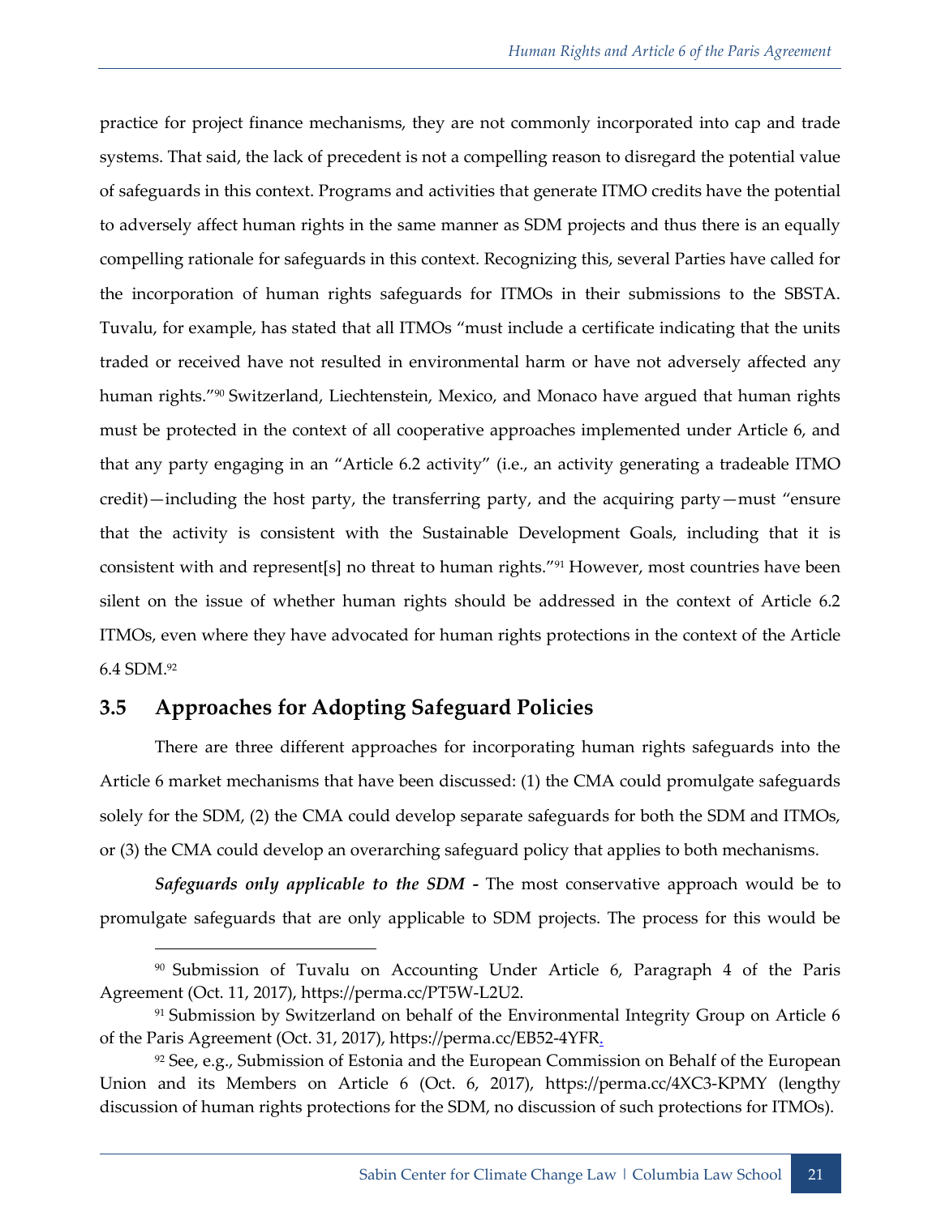practice for project finance mechanisms, they are not commonly incorporated into cap and trade systems. That said, the lack of precedent is not a compelling reason to disregard the potential value of safeguards in this context. Programs and activities that generate ITMO credits have the potential to adversely affect human rights in the same manner as SDM projects and thus there is an equally compelling rationale for safeguards in this context. Recognizing this, several Parties have called for the incorporation of human rights safeguards for ITMOs in their submissions to the SBSTA. Tuvalu, for example, has stated that all ITMOs "must include a certificate indicating that the units traded or received have not resulted in environmental harm or have not adversely affected any human rights."[90] Switzerland, Liechtenstein, Mexico, and Monaco have argued that human rights must be protected in the context of all cooperative approaches implemented under Article 6, and that any party engaging in an "Article 6.2 activity" (i.e., an activity generating a tradeable ITMO credit)—including the host party, the transferring party, and the acquiring party—must "ensure that the activity is consistent with the Sustainable Development Goals, including that it is consistent with and represent[s] no threat to human rights."[91] However, most countries have been silent on the issue of whether human rights should be addressed in the context of Article 6.2 ITMOs, even where they have advocated for human rights protections in the context of the Article 6.4 SDM.[92]

## 3.5 Approaches for Adopting Safeguard Policies

There are three different approaches for incorporating human rights safeguards into the Article 6 market mechanisms that have been discussed: (1) the CMA could promulgate safeguards solely for the SDM, (2) the CMA could develop separate safeguards for both the SDM and ITMOs, or (3) the CMA could develop an overarching safeguard policy that applies to both mechanisms.

***Safeguards only applicable to the SDM*** - The most conservative approach would be to promulgate safeguards that are only applicable to SDM projects. The process for this would be

---

[90] Submission of Tuvalu on Accounting Under Article 6, Paragraph 4 of the Paris Agreement (Oct. 11, 2017), https://perma.cc/PT5W-L2U2.

[91] Submission by Switzerland on behalf of the Environmental Integrity Group on Article 6 of the Paris Agreement (Oct. 31, 2017), https://perma.cc/EB52-4YFR.

[92] See, e.g., Submission of Estonia and the European Commission on Behalf of the European Union and its Members on Article 6 (Oct. 6, 2017), https://perma.cc/4XC3-KPMY (lengthy discussion of human rights protections for the SDM, no discussion of such protections for ITMOs).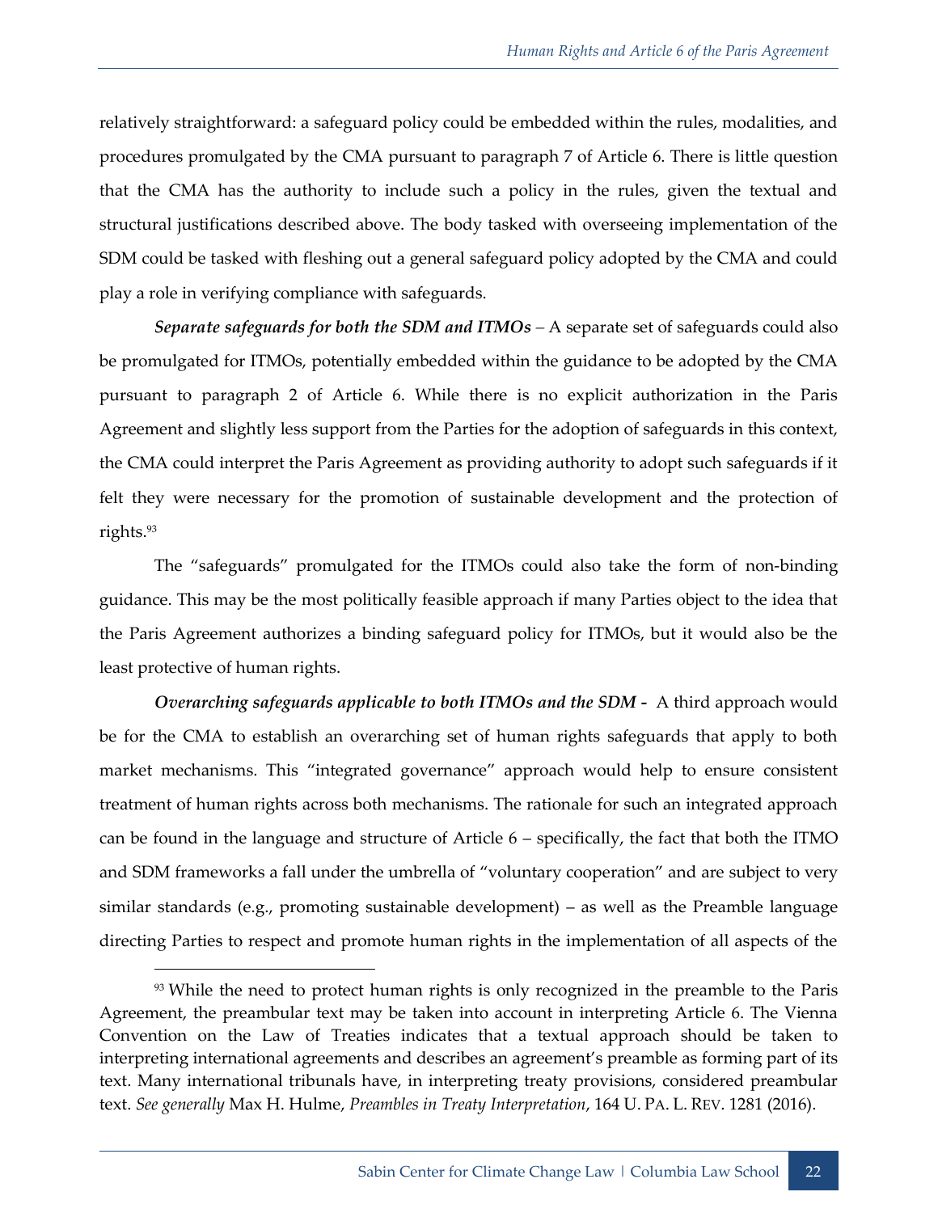relatively straightforward: a safeguard policy could be embedded within the rules, modalities, and procedures promulgated by the CMA pursuant to paragraph 7 of Article 6. There is little question that the CMA has the authority to include such a policy in the rules, given the textual and structural justifications described above. The body tasked with overseeing implementation of the SDM could be tasked with fleshing out a general safeguard policy adopted by the CMA and could play a role in verifying compliance with safeguards.

***Separate safeguards for both the SDM and ITMOs*** – A separate set of safeguards could also be promulgated for ITMOs, potentially embedded within the guidance to be adopted by the CMA pursuant to paragraph 2 of Article 6. While there is no explicit authorization in the Paris Agreement and slightly less support from the Parties for the adoption of safeguards in this context, the CMA could interpret the Paris Agreement as providing authority to adopt such safeguards if it felt they were necessary for the promotion of sustainable development and the protection of rights.[93]

The "safeguards" promulgated for the ITMOs could also take the form of non-binding guidance. This may be the most politically feasible approach if many Parties object to the idea that the Paris Agreement authorizes a binding safeguard policy for ITMOs, but it would also be the least protective of human rights.

***Overarching safeguards applicable to both ITMOs and the SDM -*** A third approach would be for the CMA to establish an overarching set of human rights safeguards that apply to both market mechanisms. This "integrated governance" approach would help to ensure consistent treatment of human rights across both mechanisms. The rationale for such an integrated approach can be found in the language and structure of Article 6 – specifically, the fact that both the ITMO and SDM frameworks a fall under the umbrella of "voluntary cooperation" and are subject to very similar standards (e.g., promoting sustainable development) – as well as the Preamble language directing Parties to respect and promote human rights in the implementation of all aspects of the

---

[93] While the need to protect human rights is only recognized in the preamble to the Paris Agreement, the preambular text may be taken into account in interpreting Article 6. The Vienna Convention on the Law of Treaties indicates that a textual approach should be taken to interpreting international agreements and describes an agreement's preamble as forming part of its text. Many international tribunals have, in interpreting treaty provisions, considered preambular text. *See generally* Max H. Hulme, *Preambles in Treaty Interpretation*, 164 U. PA. L. REV. 1281 (2016).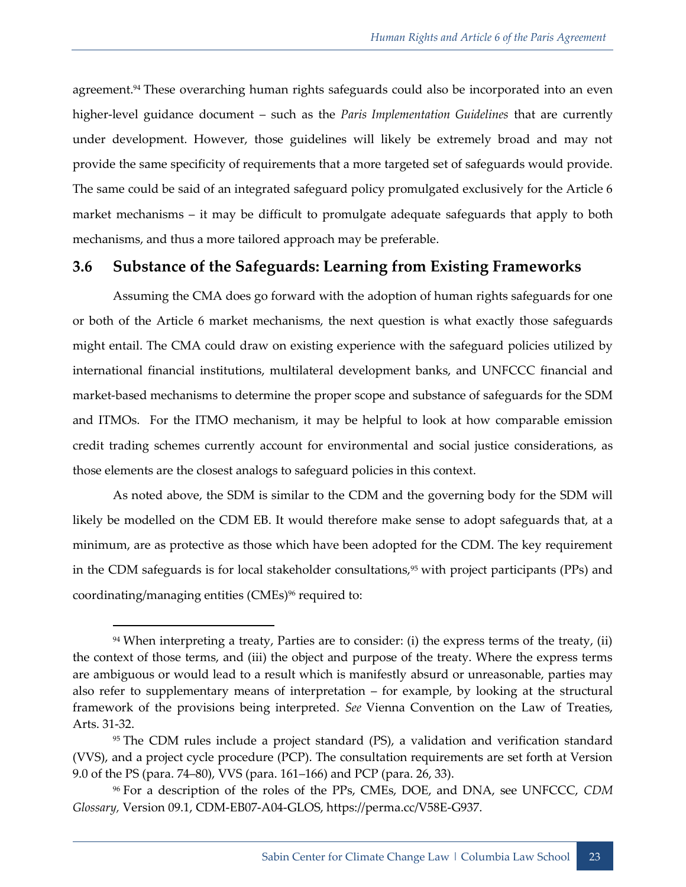agreement.[94] These overarching human rights safeguards could also be incorporated into an even higher-level guidance document – such as the *Paris Implementation Guidelines* that are currently under development. However, those guidelines will likely be extremely broad and may not provide the same specificity of requirements that a more targeted set of safeguards would provide. The same could be said of an integrated safeguard policy promulgated exclusively for the Article 6 market mechanisms – it may be difficult to promulgate adequate safeguards that apply to both mechanisms, and thus a more tailored approach may be preferable.

### 3.6 Substance of the Safeguards: Learning from Existing Frameworks

Assuming the CMA does go forward with the adoption of human rights safeguards for one or both of the Article 6 market mechanisms, the next question is what exactly those safeguards might entail. The CMA could draw on existing experience with the safeguard policies utilized by international financial institutions, multilateral development banks, and UNFCCC financial and market-based mechanisms to determine the proper scope and substance of safeguards for the SDM and ITMOs. For the ITMO mechanism, it may be helpful to look at how comparable emission credit trading schemes currently account for environmental and social justice considerations, as those elements are the closest analogs to safeguard policies in this context.

As noted above, the SDM is similar to the CDM and the governing body for the SDM will likely be modelled on the CDM EB. It would therefore make sense to adopt safeguards that, at a minimum, are as protective as those which have been adopted for the CDM. The key requirement in the CDM safeguards is for local stakeholder consultations,[95] with project participants (PPs) and coordinating/managing entities (CMEs)[96] required to:

---

[94] When interpreting a treaty, Parties are to consider: (i) the express terms of the treaty, (ii) the context of those terms, and (iii) the object and purpose of the treaty. Where the express terms are ambiguous or would lead to a result which is manifestly absurd or unreasonable, parties may also refer to supplementary means of interpretation – for example, by looking at the structural framework of the provisions being interpreted. *See* Vienna Convention on the Law of Treaties, Arts. 31-32.

[95] The CDM rules include a project standard (PS), a validation and verification standard (VVS), and a project cycle procedure (PCP). The consultation requirements are set forth at Version 9.0 of the PS (para. 74–80), VVS (para. 161–166) and PCP (para. 26, 33).

[96] For a description of the roles of the PPs, CMEs, DOE, and DNA, see UNFCCC, *CDM Glossary*, Version 09.1, CDM-EB07-A04-GLOS, https://perma.cc/V58E-G937.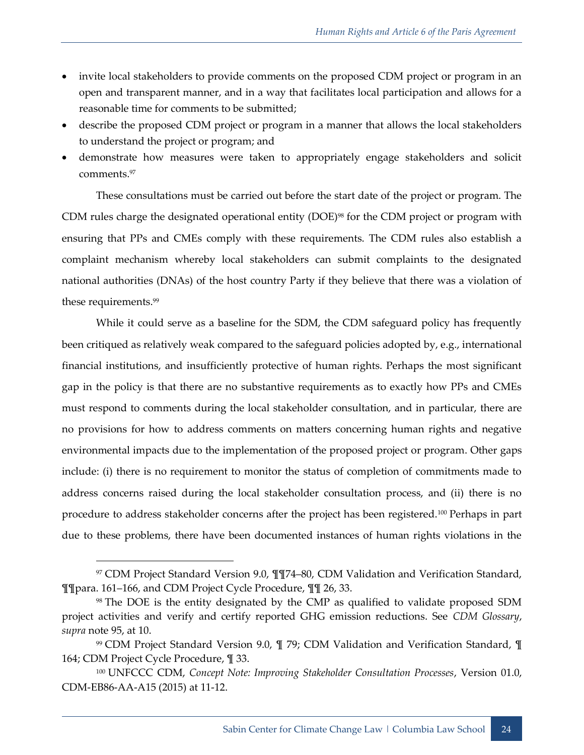- invite local stakeholders to provide comments on the proposed CDM project or program in an open and transparent manner, and in a way that facilitates local participation and allows for a reasonable time for comments to be submitted;
- describe the proposed CDM project or program in a manner that allows the local stakeholders to understand the project or program; and
- demonstrate how measures were taken to appropriately engage stakeholders and solicit comments.[97]

These consultations must be carried out before the start date of the project or program. The CDM rules charge the designated operational entity (DOE)[98] for the CDM project or program with ensuring that PPs and CMEs comply with these requirements. The CDM rules also establish a complaint mechanism whereby local stakeholders can submit complaints to the designated national authorities (DNAs) of the host country Party if they believe that there was a violation of these requirements.[99]

While it could serve as a baseline for the SDM, the CDM safeguard policy has frequently been critiqued as relatively weak compared to the safeguard policies adopted by, e.g., international financial institutions, and insufficiently protective of human rights. Perhaps the most significant gap in the policy is that there are no substantive requirements as to exactly how PPs and CMEs must respond to comments during the local stakeholder consultation, and in particular, there are no provisions for how to address comments on matters concerning human rights and negative environmental impacts due to the implementation of the proposed project or program. Other gaps include: (i) there is no requirement to monitor the status of completion of commitments made to address concerns raised during the local stakeholder consultation process, and (ii) there is no procedure to address stakeholder concerns after the project has been registered.[100] Perhaps in part due to these problems, there have been documented instances of human rights violations in the

---

[97] CDM Project Standard Version 9.0, ¶¶74–80, CDM Validation and Verification Standard, ¶¶para. 161–166, and CDM Project Cycle Procedure, ¶¶ 26, 33.

[98] The DOE is the entity designated by the CMP as qualified to validate proposed SDM project activities and verify and certify reported GHG emission reductions. See *CDM Glossary*, *supra* note 95, at 10.

[99] CDM Project Standard Version 9.0, ¶ 79; CDM Validation and Verification Standard, ¶ 164; CDM Project Cycle Procedure, ¶ 33.

[100] UNFCCC CDM, *Concept Note: Improving Stakeholder Consultation Processes*, Version 01.0, CDM-EB86-AA-A15 (2015) at 11-12.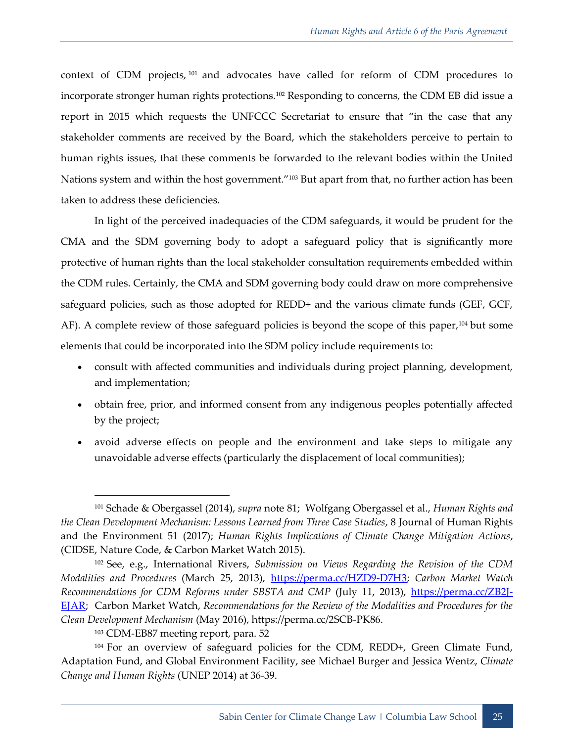context of CDM projects,[101] and advocates have called for reform of CDM procedures to incorporate stronger human rights protections.[102] Responding to concerns, the CDM EB did issue a report in 2015 which requests the UNFCCC Secretariat to ensure that "in the case that any stakeholder comments are received by the Board, which the stakeholders perceive to pertain to human rights issues, that these comments be forwarded to the relevant bodies within the United Nations system and within the host government."[103] But apart from that, no further action has been taken to address these deficiencies.

In light of the perceived inadequacies of the CDM safeguards, it would be prudent for the CMA and the SDM governing body to adopt a safeguard policy that is significantly more protective of human rights than the local stakeholder consultation requirements embedded within the CDM rules. Certainly, the CMA and SDM governing body could draw on more comprehensive safeguard policies, such as those adopted for REDD+ and the various climate funds (GEF, GCF, AF). A complete review of those safeguard policies is beyond the scope of this paper,[104] but some elements that could be incorporated into the SDM policy include requirements to:

- consult with affected communities and individuals during project planning, development, and implementation;
- obtain free, prior, and informed consent from any indigenous peoples potentially affected by the project;
- avoid adverse effects on people and the environment and take steps to mitigate any unavoidable adverse effects (particularly the displacement of local communities);

---

[101] Schade & Obergassel (2014), *supra* note 81; Wolfgang Obergassel et al., *Human Rights and the Clean Development Mechanism: Lessons Learned from Three Case Studies*, 8 Journal of Human Rights and the Environment 51 (2017); *Human Rights Implications of Climate Change Mitigation Actions*, (CIDSE, Nature Code, & Carbon Market Watch 2015).

[102] See, e.g., International Rivers, *Submission on Views Regarding the Revision of the CDM Modalities and Procedures* (March 25, 2013), https://perma.cc/HZD9-D7H3; *Carbon Market Watch Recommendations for CDM Reforms under SBSTA and CMP* (July 11, 2013), https://perma.cc/ZB2J-EJAR; Carbon Market Watch, *Recommendations for the Review of the Modalities and Procedures for the Clean Development Mechanism* (May 2016), https://perma.cc/2SCB-PK86.

[103] CDM-EB87 meeting report, para. 52

[104] For an overview of safeguard policies for the CDM, REDD+, Green Climate Fund, Adaptation Fund, and Global Environment Facility, see Michael Burger and Jessica Wentz, *Climate Change and Human Rights* (UNEP 2014) at 36-39.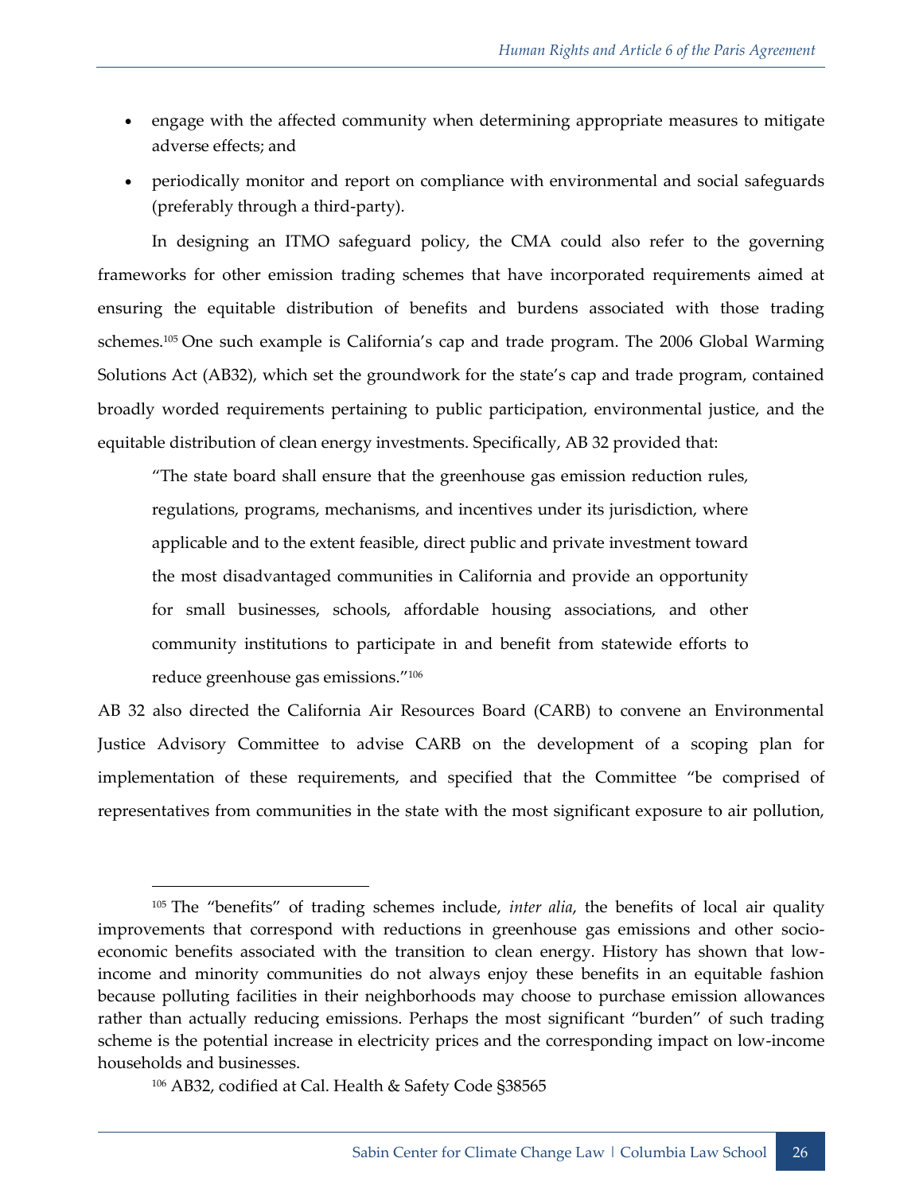- engage with the affected community when determining appropriate measures to mitigate adverse effects; and
- periodically monitor and report on compliance with environmental and social safeguards (preferably through a third-party).

In designing an ITMO safeguard policy, the CMA could also refer to the governing frameworks for other emission trading schemes that have incorporated requirements aimed at ensuring the equitable distribution of benefits and burdens associated with those trading schemes.[105] One such example is California's cap and trade program. The 2006 Global Warming Solutions Act (AB32), which set the groundwork for the state's cap and trade program, contained broadly worded requirements pertaining to public participation, environmental justice, and the equitable distribution of clean energy investments. Specifically, AB 32 provided that:

> "The state board shall ensure that the greenhouse gas emission reduction rules, regulations, programs, mechanisms, and incentives under its jurisdiction, where applicable and to the extent feasible, direct public and private investment toward the most disadvantaged communities in California and provide an opportunity for small businesses, schools, affordable housing associations, and other community institutions to participate in and benefit from statewide efforts to reduce greenhouse gas emissions."[106]

AB 32 also directed the California Air Resources Board (CARB) to convene an Environmental Justice Advisory Committee to advise CARB on the development of a scoping plan for implementation of these requirements, and specified that the Committee "be comprised of representatives from communities in the state with the most significant exposure to air pollution,

---

[105] The "benefits" of trading schemes include, *inter alia*, the benefits of local air quality improvements that correspond with reductions in greenhouse gas emissions and other socio-economic benefits associated with the transition to clean energy. History has shown that low-income and minority communities do not always enjoy these benefits in an equitable fashion because polluting facilities in their neighborhoods may choose to purchase emission allowances rather than actually reducing emissions. Perhaps the most significant "burden" of such trading scheme is the potential increase in electricity prices and the corresponding impact on low-income households and businesses.

[106] AB32, codified at Cal. Health & Safety Code §38565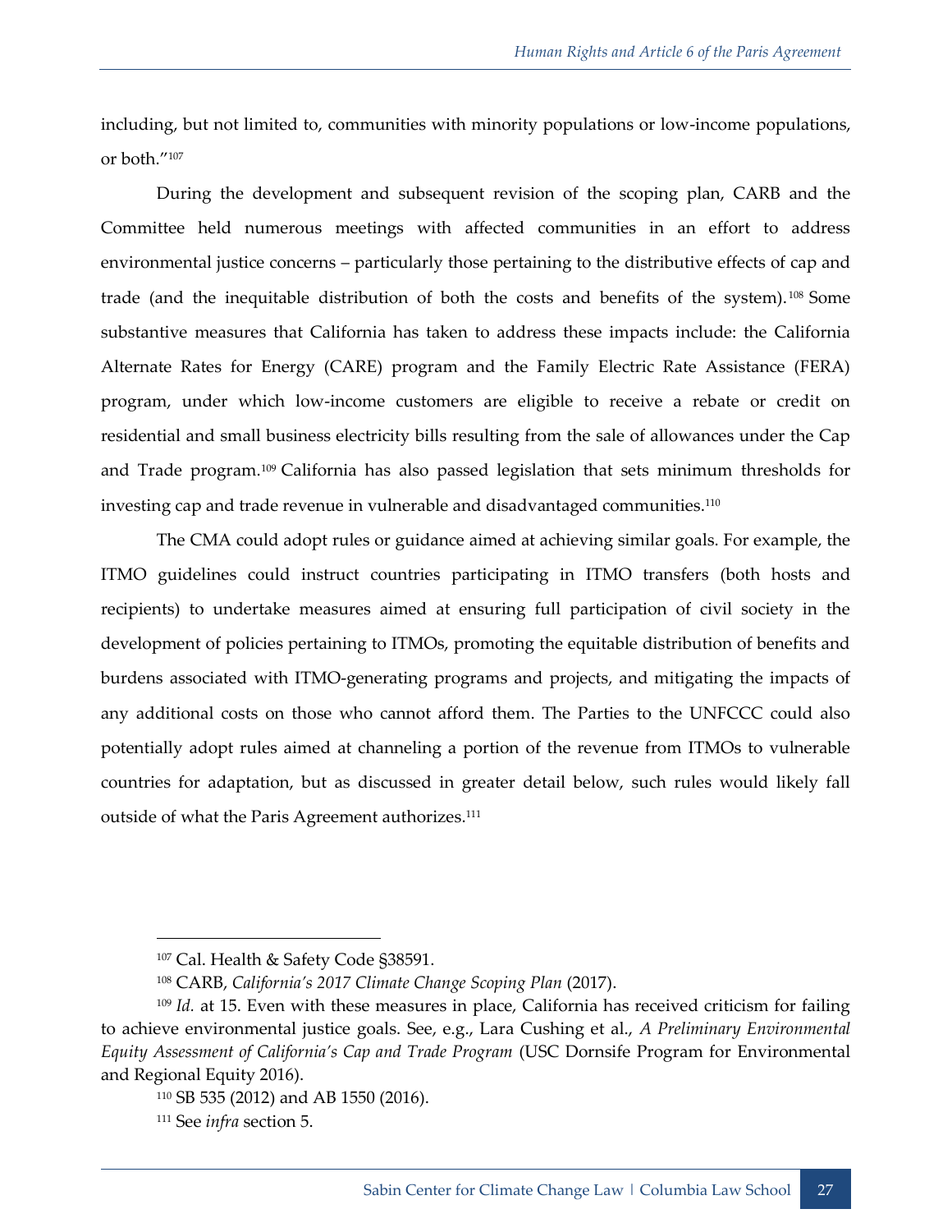including, but not limited to, communities with minority populations or low-income populations, or both."[107]

During the development and subsequent revision of the scoping plan, CARB and the Committee held numerous meetings with affected communities in an effort to address environmental justice concerns – particularly those pertaining to the distributive effects of cap and trade (and the inequitable distribution of both the costs and benefits of the system).[108] Some substantive measures that California has taken to address these impacts include: the California Alternate Rates for Energy (CARE) program and the Family Electric Rate Assistance (FERA) program, under which low-income customers are eligible to receive a rebate or credit on residential and small business electricity bills resulting from the sale of allowances under the Cap and Trade program.[109] California has also passed legislation that sets minimum thresholds for investing cap and trade revenue in vulnerable and disadvantaged communities.[110]

The CMA could adopt rules or guidance aimed at achieving similar goals. For example, the ITMO guidelines could instruct countries participating in ITMO transfers (both hosts and recipients) to undertake measures aimed at ensuring full participation of civil society in the development of policies pertaining to ITMOs, promoting the equitable distribution of benefits and burdens associated with ITMO-generating programs and projects, and mitigating the impacts of any additional costs on those who cannot afford them. The Parties to the UNFCCC could also potentially adopt rules aimed at channeling a portion of the revenue from ITMOs to vulnerable countries for adaptation, but as discussed in greater detail below, such rules would likely fall outside of what the Paris Agreement authorizes.[111]

---

[107] Cal. Health & Safety Code §38591.

[108] CARB, *California's 2017 Climate Change Scoping Plan* (2017).

[109] *Id.* at 15. Even with these measures in place, California has received criticism for failing to achieve environmental justice goals. See, e.g., Lara Cushing et al., *A Preliminary Environmental Equity Assessment of California's Cap and Trade Program* (USC Dornsife Program for Environmental and Regional Equity 2016).

[110] SB 535 (2012) and AB 1550 (2016).

[111] See *infra* section 5.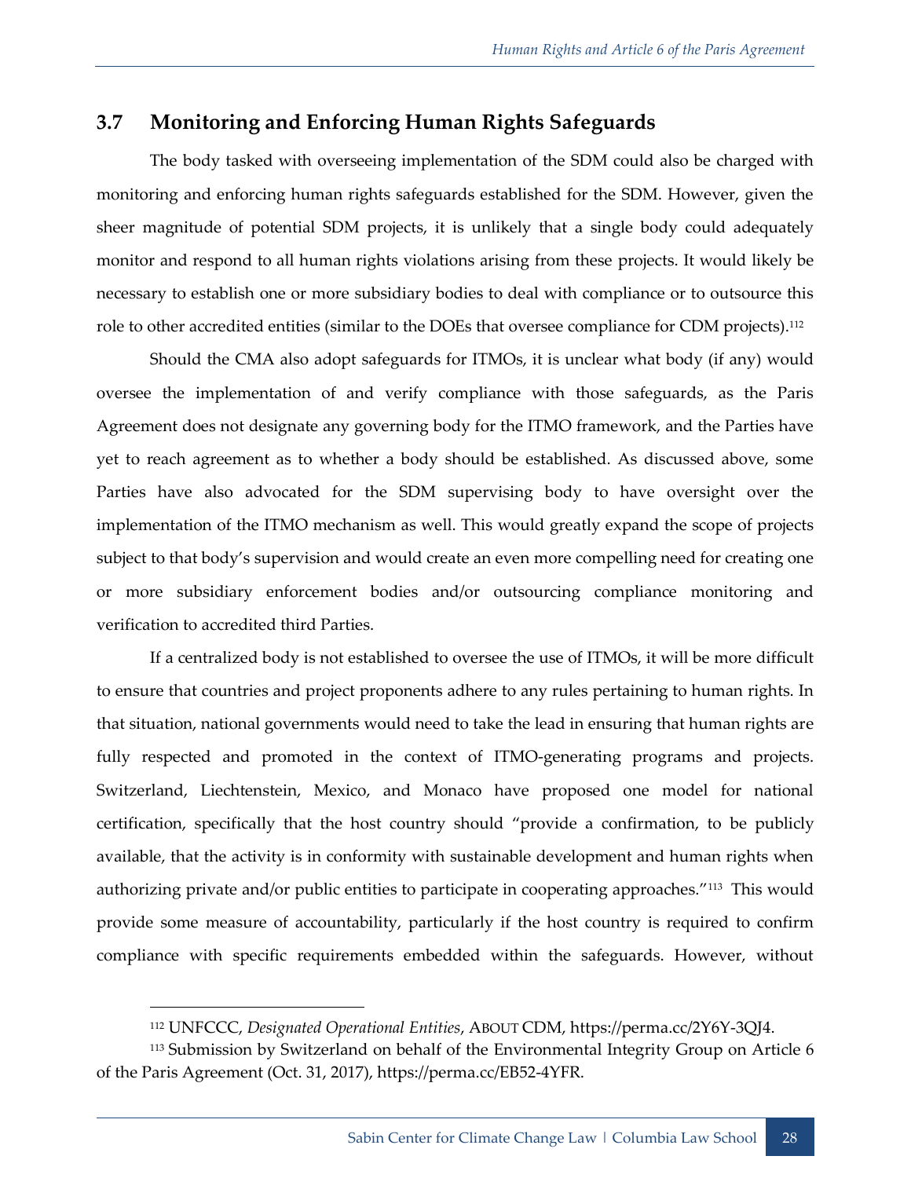## 3.7 Monitoring and Enforcing Human Rights Safeguards

The body tasked with overseeing implementation of the SDM could also be charged with monitoring and enforcing human rights safeguards established for the SDM. However, given the sheer magnitude of potential SDM projects, it is unlikely that a single body could adequately monitor and respond to all human rights violations arising from these projects. It would likely be necessary to establish one or more subsidiary bodies to deal with compliance or to outsource this role to other accredited entities (similar to the DOEs that oversee compliance for CDM projects).[112]

Should the CMA also adopt safeguards for ITMOs, it is unclear what body (if any) would oversee the implementation of and verify compliance with those safeguards, as the Paris Agreement does not designate any governing body for the ITMO framework, and the Parties have yet to reach agreement as to whether a body should be established. As discussed above, some Parties have also advocated for the SDM supervising body to have oversight over the implementation of the ITMO mechanism as well. This would greatly expand the scope of projects subject to that body's supervision and would create an even more compelling need for creating one or more subsidiary enforcement bodies and/or outsourcing compliance monitoring and verification to accredited third Parties.

If a centralized body is not established to oversee the use of ITMOs, it will be more difficult to ensure that countries and project proponents adhere to any rules pertaining to human rights. In that situation, national governments would need to take the lead in ensuring that human rights are fully respected and promoted in the context of ITMO-generating programs and projects. Switzerland, Liechtenstein, Mexico, and Monaco have proposed one model for national certification, specifically that the host country should "provide a confirmation, to be publicly available, that the activity is in conformity with sustainable development and human rights when authorizing private and/or public entities to participate in cooperating approaches."[113] This would provide some measure of accountability, particularly if the host country is required to confirm compliance with specific requirements embedded within the safeguards. However, without

---

[112] UNFCCC, *Designated Operational Entities*, ABOUT CDM, https://perma.cc/2Y6Y-3QJ4.

[113] Submission by Switzerland on behalf of the Environmental Integrity Group on Article 6 of the Paris Agreement (Oct. 31, 2017), https://perma.cc/EB52-4YFR.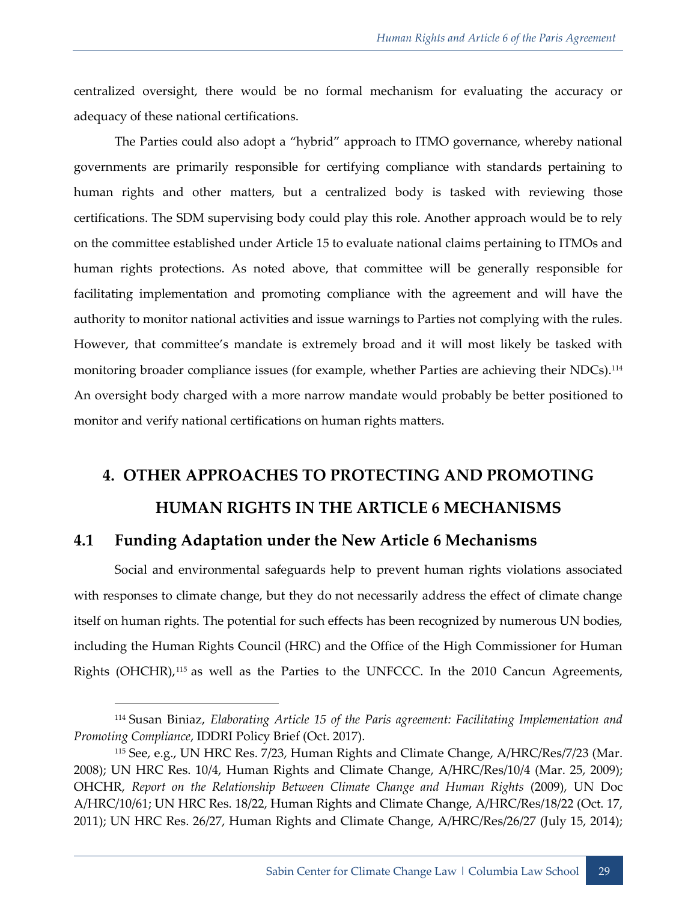centralized oversight, there would be no formal mechanism for evaluating the accuracy or adequacy of these national certifications.

The Parties could also adopt a "hybrid" approach to ITMO governance, whereby national governments are primarily responsible for certifying compliance with standards pertaining to human rights and other matters, but a centralized body is tasked with reviewing those certifications. The SDM supervising body could play this role. Another approach would be to rely on the committee established under Article 15 to evaluate national claims pertaining to ITMOs and human rights protections. As noted above, that committee will be generally responsible for facilitating implementation and promoting compliance with the agreement and will have the authority to monitor national activities and issue warnings to Parties not complying with the rules. However, that committee's mandate is extremely broad and it will most likely be tasked with monitoring broader compliance issues (for example, whether Parties are achieving their NDCs).[114] An oversight body charged with a more narrow mandate would probably be better positioned to monitor and verify national certifications on human rights matters.

# 4. OTHER APPROACHES TO PROTECTING AND PROMOTING HUMAN RIGHTS IN THE ARTICLE 6 MECHANISMS

## 4.1 Funding Adaptation under the New Article 6 Mechanisms

Social and environmental safeguards help to prevent human rights violations associated with responses to climate change, but they do not necessarily address the effect of climate change itself on human rights. The potential for such effects has been recognized by numerous UN bodies, including the Human Rights Council (HRC) and the Office of the High Commissioner for Human Rights (OHCHR),[115] as well as the Parties to the UNFCCC. In the 2010 Cancun Agreements,

---

[114] Susan Biniaz, *Elaborating Article 15 of the Paris agreement: Facilitating Implementation and Promoting Compliance*, IDDRI Policy Brief (Oct. 2017).

[115] See, e.g., UN HRC Res. 7/23, Human Rights and Climate Change, A/HRC/Res/7/23 (Mar. 2008); UN HRC Res. 10/4, Human Rights and Climate Change, A/HRC/Res/10/4 (Mar. 25, 2009); OHCHR, *Report on the Relationship Between Climate Change and Human Rights* (2009), UN Doc A/HRC/10/61; UN HRC Res. 18/22, Human Rights and Climate Change, A/HRC/Res/18/22 (Oct. 17, 2011); UN HRC Res. 26/27, Human Rights and Climate Change, A/HRC/Res/26/27 (July 15, 2014);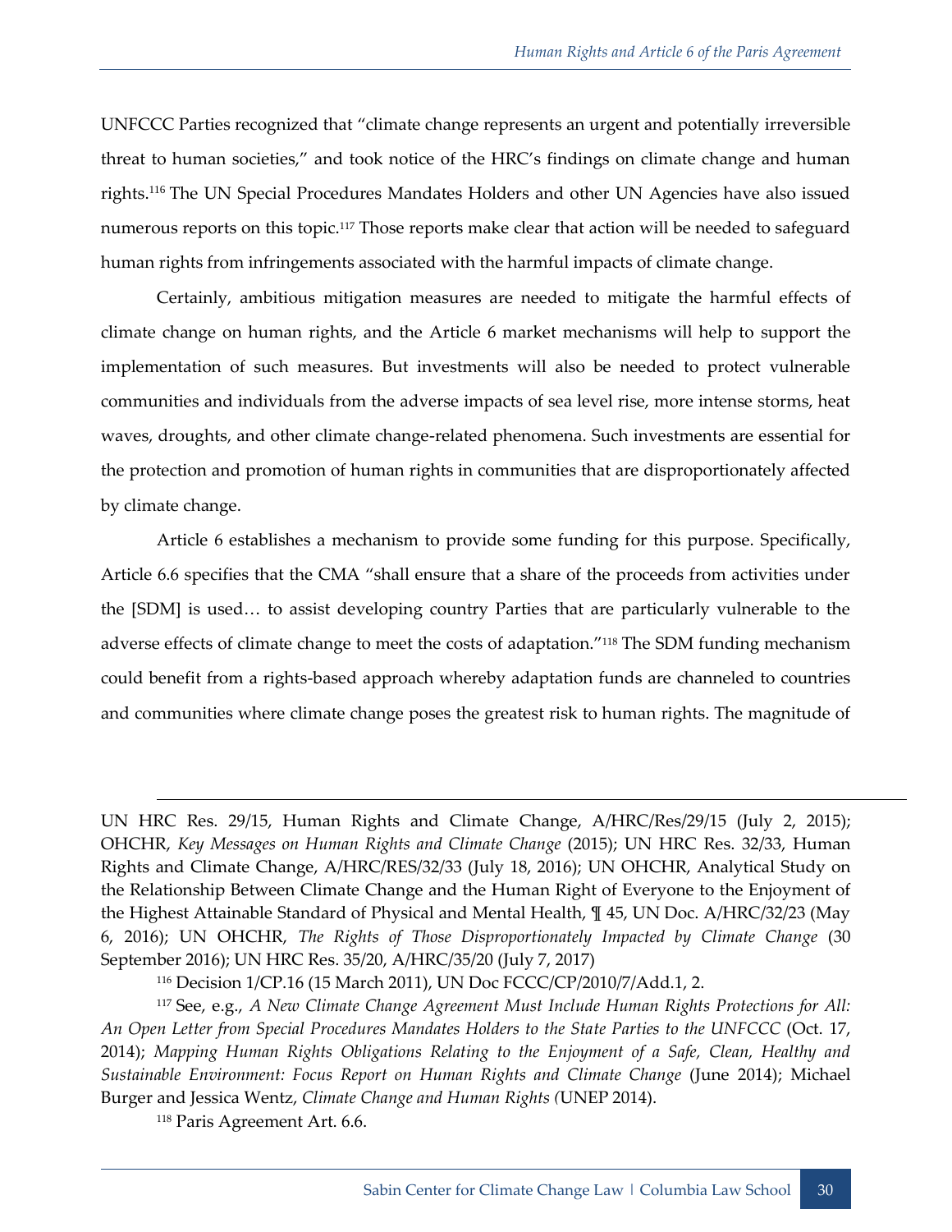UNFCCC Parties recognized that "climate change represents an urgent and potentially irreversible threat to human societies," and took notice of the HRC's findings on climate change and human rights.[116] The UN Special Procedures Mandates Holders and other UN Agencies have also issued numerous reports on this topic.[117] Those reports make clear that action will be needed to safeguard human rights from infringements associated with the harmful impacts of climate change.

Certainly, ambitious mitigation measures are needed to mitigate the harmful effects of climate change on human rights, and the Article 6 market mechanisms will help to support the implementation of such measures. But investments will also be needed to protect vulnerable communities and individuals from the adverse impacts of sea level rise, more intense storms, heat waves, droughts, and other climate change-related phenomena. Such investments are essential for the protection and promotion of human rights in communities that are disproportionately affected by climate change.

Article 6 establishes a mechanism to provide some funding for this purpose. Specifically, Article 6.6 specifies that the CMA "shall ensure that a share of the proceeds from activities under the [SDM] is used… to assist developing country Parties that are particularly vulnerable to the adverse effects of climate change to meet the costs of adaptation."[118] The SDM funding mechanism could benefit from a rights-based approach whereby adaptation funds are channeled to countries and communities where climate change poses the greatest risk to human rights. The magnitude of

---

UN HRC Res. 29/15, Human Rights and Climate Change, A/HRC/Res/29/15 (July 2, 2015); OHCHR, *Key Messages on Human Rights and Climate Change* (2015); UN HRC Res. 32/33, Human Rights and Climate Change, A/HRC/RES/32/33 (July 18, 2016); UN OHCHR, Analytical Study on the Relationship Between Climate Change and the Human Right of Everyone to the Enjoyment of the Highest Attainable Standard of Physical and Mental Health, ¶ 45, UN Doc. A/HRC/32/23 (May 6, 2016); UN OHCHR, *The Rights of Those Disproportionately Impacted by Climate Change* (30 September 2016); UN HRC Res. 35/20, A/HRC/35/20 (July 7, 2017)

[116] Decision 1/CP.16 (15 March 2011), UN Doc FCCC/CP/2010/7/Add.1, 2.

[117] See, e.g., *A New Climate Change Agreement Must Include Human Rights Protections for All: An Open Letter from Special Procedures Mandates Holders to the State Parties to the UNFCCC* (Oct. 17, 2014); *Mapping Human Rights Obligations Relating to the Enjoyment of a Safe, Clean, Healthy and Sustainable Environment: Focus Report on Human Rights and Climate Change* (June 2014); Michael Burger and Jessica Wentz, *Climate Change and Human Rights (*UNEP 2014).

[118] Paris Agreement Art. 6.6.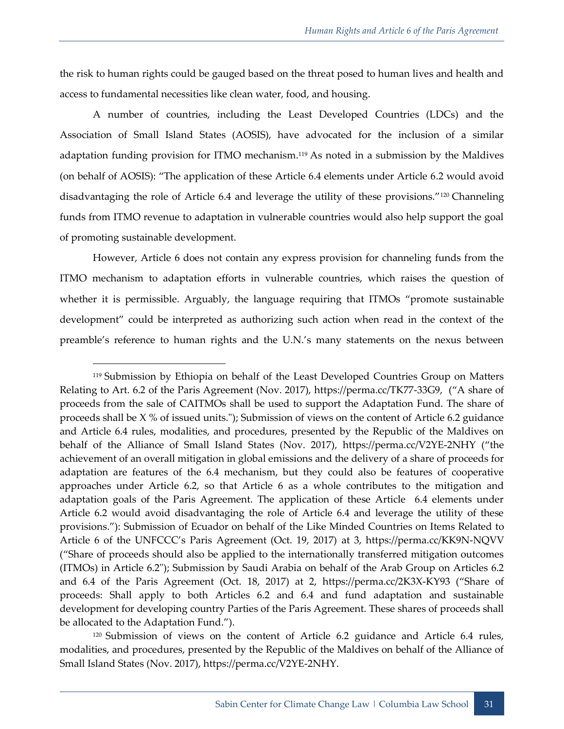the risk to human rights could be gauged based on the threat posed to human lives and health and access to fundamental necessities like clean water, food, and housing.

A number of countries, including the Least Developed Countries (LDCs) and the Association of Small Island States (AOSIS), have advocated for the inclusion of a similar adaptation funding provision for ITMO mechanism.[119] As noted in a submission by the Maldives (on behalf of AOSIS): "The application of these Article 6.4 elements under Article 6.2 would avoid disadvantaging the role of Article 6.4 and leverage the utility of these provisions."[120] Channeling funds from ITMO revenue to adaptation in vulnerable countries would also help support the goal of promoting sustainable development.

However, Article 6 does not contain any express provision for channeling funds from the ITMO mechanism to adaptation efforts in vulnerable countries, which raises the question of whether it is permissible. Arguably, the language requiring that ITMOs "promote sustainable development" could be interpreted as authorizing such action when read in the context of the preamble's reference to human rights and the U.N.'s many statements on the nexus between

---

[119] Submission by Ethiopia on behalf of the Least Developed Countries Group on Matters Relating to Art. 6.2 of the Paris Agreement (Nov. 2017), https://perma.cc/TK77-33G9, ("A share of proceeds from the sale of CAITMOs shall be used to support the Adaptation Fund. The share of proceeds shall be X % of issued units."); Submission of views on the content of Article 6.2 guidance and Article 6.4 rules, modalities, and procedures, presented by the Republic of the Maldives on behalf of the Alliance of Small Island States (Nov. 2017), https://perma.cc/V2YE-2NHY ("the achievement of an overall mitigation in global emissions and the delivery of a share of proceeds for adaptation are features of the 6.4 mechanism, but they could also be features of cooperative approaches under Article 6.2, so that Article 6 as a whole contributes to the mitigation and adaptation goals of the Paris Agreement. The application of these Article 6.4 elements under Article 6.2 would avoid disadvantaging the role of Article 6.4 and leverage the utility of these provisions."): Submission of Ecuador on behalf of the Like Minded Countries on Items Related to Article 6 of the UNFCCC's Paris Agreement (Oct. 19, 2017) at 3, https://perma.cc/KK9N-NQVV ("Share of proceeds should also be applied to the internationally transferred mitigation outcomes (ITMOs) in Article 6.2"); Submission by Saudi Arabia on behalf of the Arab Group on Articles 6.2 and 6.4 of the Paris Agreement (Oct. 18, 2017) at 2, https://perma.cc/2K3X-KY93 ("Share of proceeds: Shall apply to both Articles 6.2 and 6.4 and fund adaptation and sustainable development for developing country Parties of the Paris Agreement. These shares of proceeds shall be allocated to the Adaptation Fund.").

[120] Submission of views on the content of Article 6.2 guidance and Article 6.4 rules, modalities, and procedures, presented by the Republic of the Maldives on behalf of the Alliance of Small Island States (Nov. 2017), https://perma.cc/V2YE-2NHY.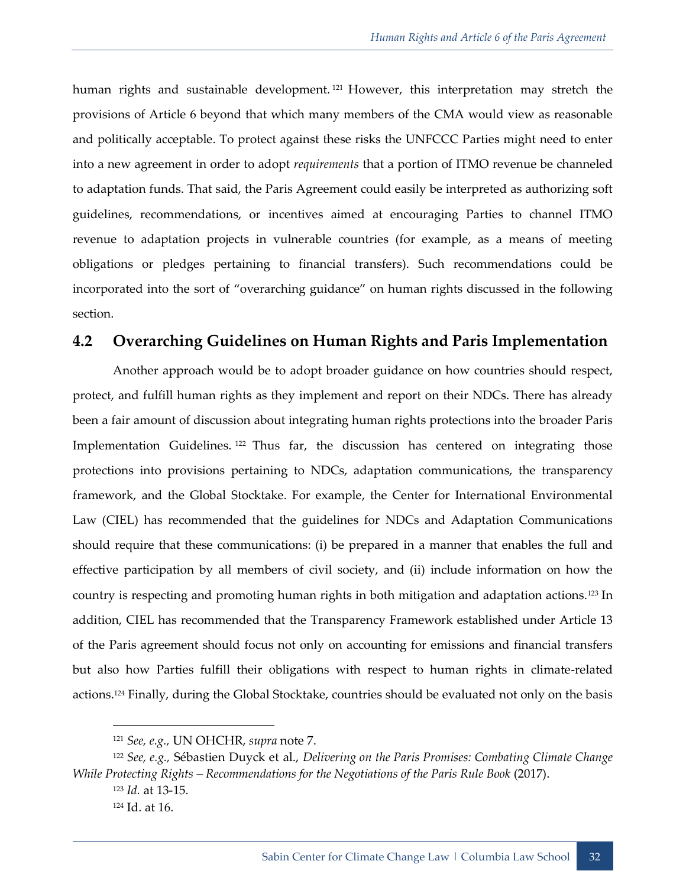human rights and sustainable development.[121] However, this interpretation may stretch the provisions of Article 6 beyond that which many members of the CMA would view as reasonable and politically acceptable. To protect against these risks the UNFCCC Parties might need to enter into a new agreement in order to adopt *requirements* that a portion of ITMO revenue be channeled to adaptation funds. That said, the Paris Agreement could easily be interpreted as authorizing soft guidelines, recommendations, or incentives aimed at encouraging Parties to channel ITMO revenue to adaptation projects in vulnerable countries (for example, as a means of meeting obligations or pledges pertaining to financial transfers). Such recommendations could be incorporated into the sort of "overarching guidance" on human rights discussed in the following section.

## 4.2 Overarching Guidelines on Human Rights and Paris Implementation

Another approach would be to adopt broader guidance on how countries should respect, protect, and fulfill human rights as they implement and report on their NDCs. There has already been a fair amount of discussion about integrating human rights protections into the broader Paris Implementation Guidelines.[122] Thus far, the discussion has centered on integrating those protections into provisions pertaining to NDCs, adaptation communications, the transparency framework, and the Global Stocktake. For example, the Center for International Environmental Law (CIEL) has recommended that the guidelines for NDCs and Adaptation Communications should require that these communications: (i) be prepared in a manner that enables the full and effective participation by all members of civil society, and (ii) include information on how the country is respecting and promoting human rights in both mitigation and adaptation actions.[123] In addition, CIEL has recommended that the Transparency Framework established under Article 13 of the Paris agreement should focus not only on accounting for emissions and financial transfers but also how Parties fulfill their obligations with respect to human rights in climate-related actions.[124] Finally, during the Global Stocktake, countries should be evaluated not only on the basis

---

[121] *See, e.g.,* UN OHCHR, *supra* note 7.

[122] *See, e.g.,* Sébastien Duyck et al., *Delivering on the Paris Promises: Combating Climate Change While Protecting Rights – Recommendations for the Negotiations of the Paris Rule Book* (2017).

[123] *Id.* at 13-15.

[124] Id. at 16.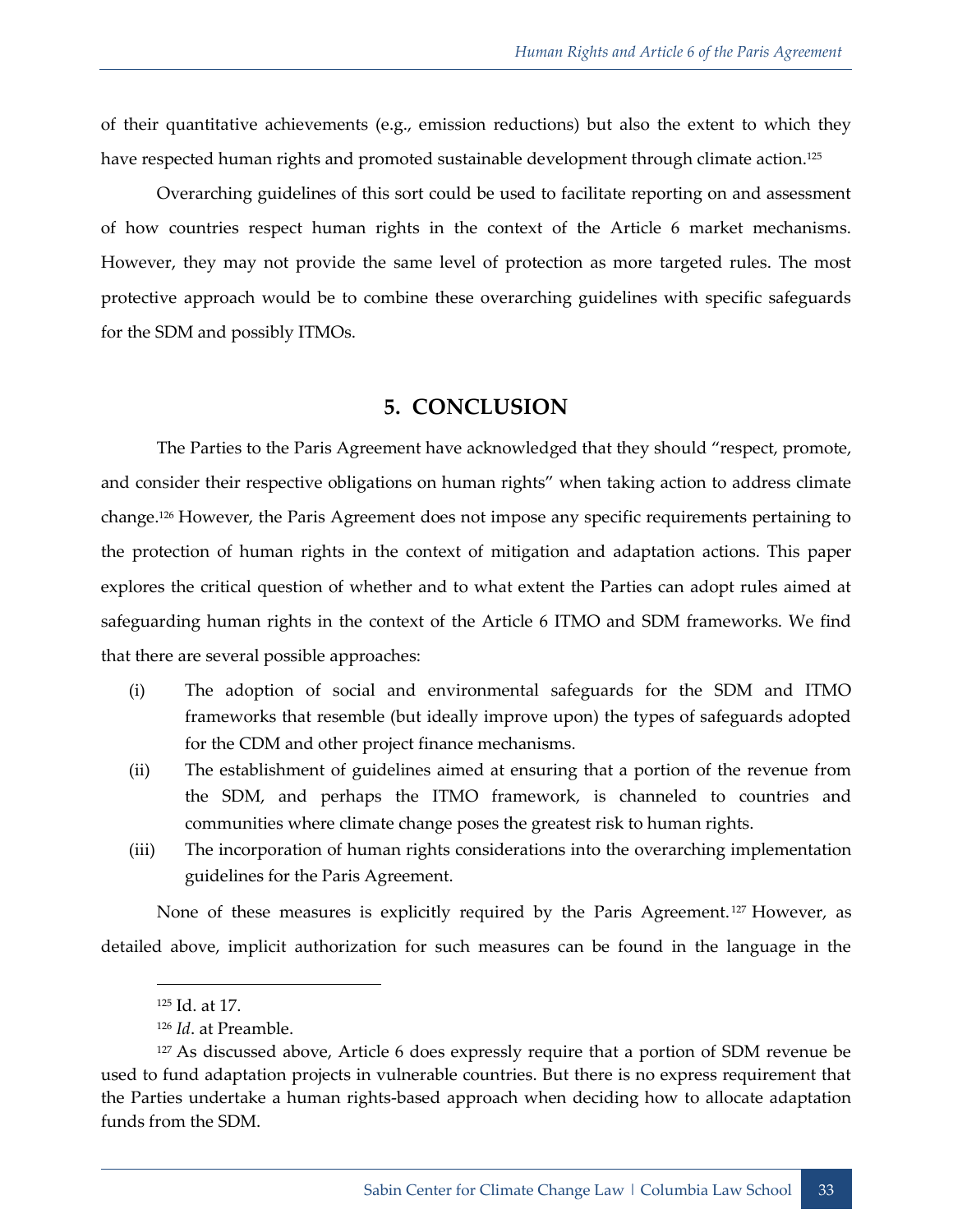of their quantitative achievements (e.g., emission reductions) but also the extent to which they have respected human rights and promoted sustainable development through climate action.[125]

Overarching guidelines of this sort could be used to facilitate reporting on and assessment of how countries respect human rights in the context of the Article 6 market mechanisms. However, they may not provide the same level of protection as more targeted rules. The most protective approach would be to combine these overarching guidelines with specific safeguards for the SDM and possibly ITMOs.

## 5. CONCLUSION

The Parties to the Paris Agreement have acknowledged that they should "respect, promote, and consider their respective obligations on human rights" when taking action to address climate change.[126] However, the Paris Agreement does not impose any specific requirements pertaining to the protection of human rights in the context of mitigation and adaptation actions. This paper explores the critical question of whether and to what extent the Parties can adopt rules aimed at safeguarding human rights in the context of the Article 6 ITMO and SDM frameworks. We find that there are several possible approaches:

(i) The adoption of social and environmental safeguards for the SDM and ITMO frameworks that resemble (but ideally improve upon) the types of safeguards adopted for the CDM and other project finance mechanisms.

(ii) The establishment of guidelines aimed at ensuring that a portion of the revenue from the SDM, and perhaps the ITMO framework, is channeled to countries and communities where climate change poses the greatest risk to human rights.

(iii) The incorporation of human rights considerations into the overarching implementation guidelines for the Paris Agreement.

None of these measures is explicitly required by the Paris Agreement.[127] However, as detailed above, implicit authorization for such measures can be found in the language in the

---

[125] Id. at 17.

[126] *Id*. at Preamble.

[127] As discussed above, Article 6 does expressly require that a portion of SDM revenue be used to fund adaptation projects in vulnerable countries. But there is no express requirement that the Parties undertake a human rights-based approach when deciding how to allocate adaptation funds from the SDM.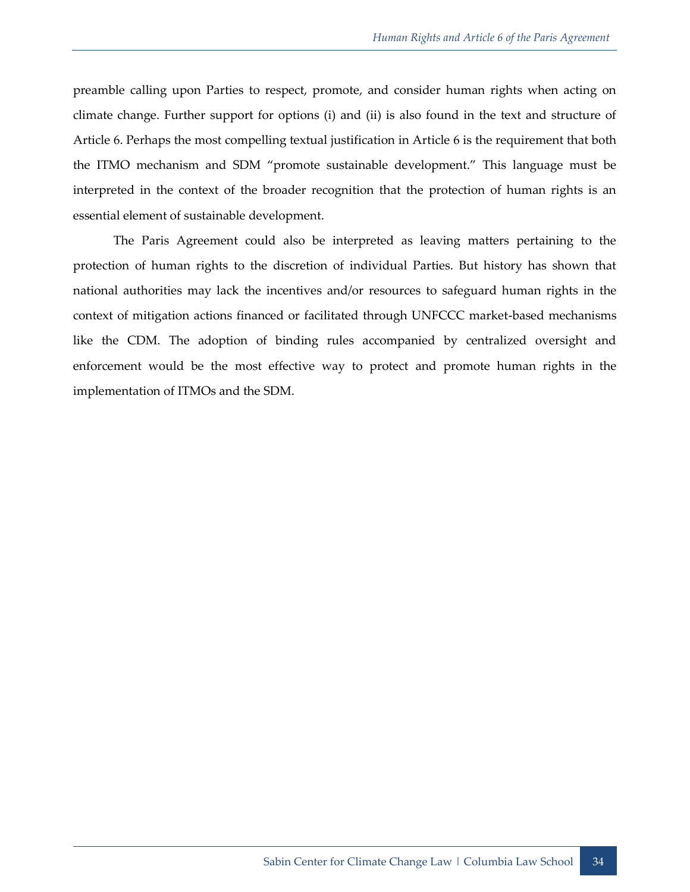preamble calling upon Parties to respect, promote, and consider human rights when acting on climate change. Further support for options (i) and (ii) is also found in the text and structure of Article 6. Perhaps the most compelling textual justification in Article 6 is the requirement that both the ITMO mechanism and SDM "promote sustainable development." This language must be interpreted in the context of the broader recognition that the protection of human rights is an essential element of sustainable development.

The Paris Agreement could also be interpreted as leaving matters pertaining to the protection of human rights to the discretion of individual Parties. But history has shown that national authorities may lack the incentives and/or resources to safeguard human rights in the context of mitigation actions financed or facilitated through UNFCCC market-based mechanisms like the CDM. The adoption of binding rules accompanied by centralized oversight and enforcement would be the most effective way to protect and promote human rights in the implementation of ITMOs and the SDM.